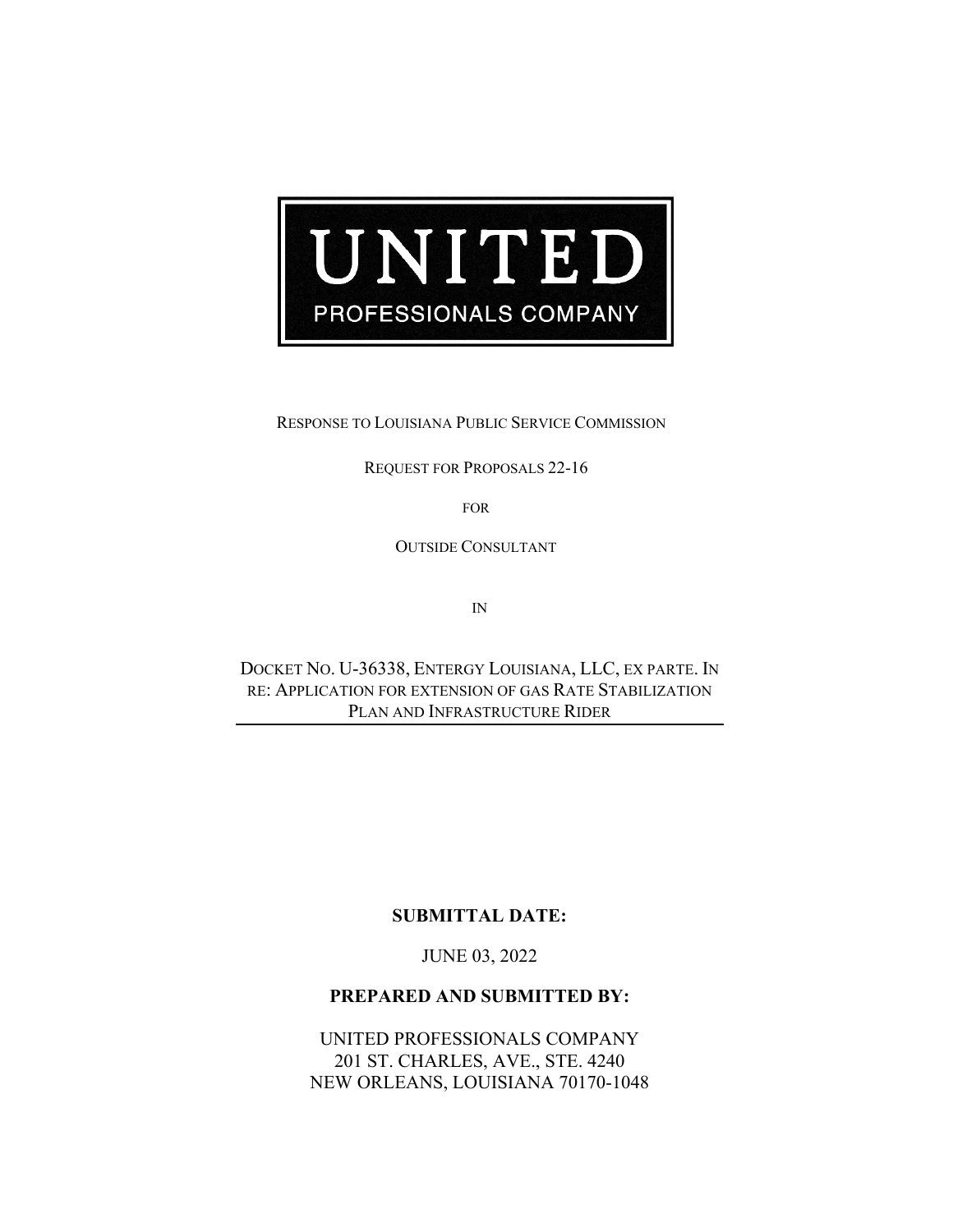# UNITED

PROFESSIONALS COMPANY

RESPONSE TO LOUISIANA PUBLIC SERVICE COMMISSION

REQUEST FOR PROPOSALS 22-16

FOR

OUTSIDE CONSULTANT

IN

DOCKET NO. U-36338, ENTERGY LOUISIANA, LLC, EX PARTE. IN RE: APPLICATION FOR EXTENSION OF GAS RATE STABILIZATION PLAN AND INFRASTRUCTURE RIDER

**SUBMITTAL DATE:**

JUNE 03, 2022

**PREPARED AND SUBMITTED BY:**

UNITED PROFESSIONALS COMPANY
201 ST. CHARLES, AVE., STE. 4240
NEW ORLEANS, LOUISIANA 70170-1048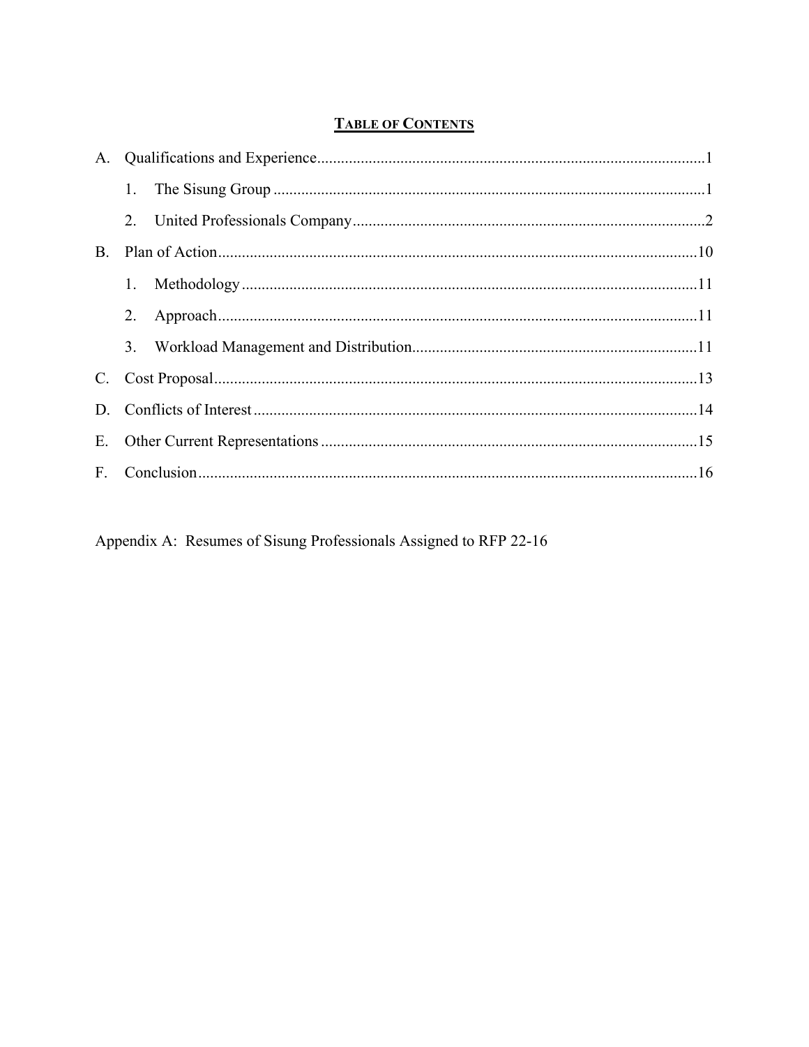## TABLE OF CONTENTS

A. Qualifications and Experience .......... 1

  1. The Sisung Group .......... 1

  2. United Professionals Company .......... 2

B. Plan of Action .......... 10

  1. Methodology .......... 11

  2. Approach .......... 11

  3. Workload Management and Distribution .......... 11

C. Cost Proposal .......... 13

D. Conflicts of Interest .......... 14

E. Other Current Representations .......... 15

F. Conclusion .......... 16

Appendix A: Resumes of Sisung Professionals Assigned to RFP 22-16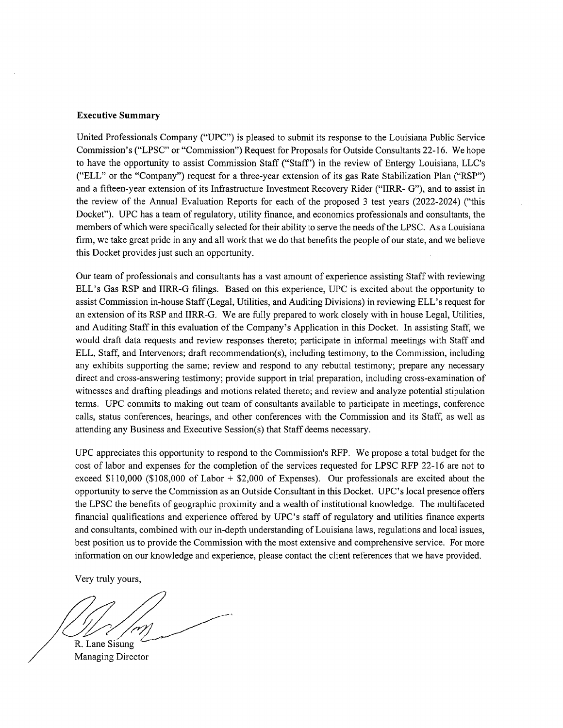**Executive Summary**

United Professionals Company ("UPC") is pleased to submit its response to the Louisiana Public Service Commission's ("LPSC" or "Commission") Request for Proposals for Outside Consultants 22-16. We hope to have the opportunity to assist Commission Staff ("Staff") in the review of Entergy Louisiana, LLC's ("ELL" or the "Company") request for a three-year extension of its gas Rate Stabilization Plan ("RSP") and a fifteen-year extension of its Infrastructure Investment Recovery Rider ("IIRR- G"), and to assist in the review of the Annual Evaluation Reports for each of the proposed 3 test years (2022-2024) ("this Docket"). UPC has a team of regulatory, utility finance, and economics professionals and consultants, the members of which were specifically selected for their ability to serve the needs of the LPSC. As a Louisiana firm, we take great pride in any and all work that we do that benefits the people of our state, and we believe this Docket provides just such an opportunity.

Our team of professionals and consultants has a vast amount of experience assisting Staff with reviewing ELL's Gas RSP and IIRR-G filings. Based on this experience, UPC is excited about the opportunity to assist Commission in-house Staff (Legal, Utilities, and Auditing Divisions) in reviewing ELL's request for an extension of its RSP and IIRR-G. We are fully prepared to work closely with in house Legal, Utilities, and Auditing Staff in this evaluation of the Company's Application in this Docket. In assisting Staff, we would draft data requests and review responses thereto; participate in informal meetings with Staff and ELL, Staff, and Intervenors; draft recommendation(s), including testimony, to the Commission, including any exhibits supporting the same; review and respond to any rebuttal testimony; prepare any necessary direct and cross-answering testimony; provide support in trial preparation, including cross-examination of witnesses and drafting pleadings and motions related thereto; and review and analyze potential stipulation terms. UPC commits to making out team of consultants available to participate in meetings, conference calls, status conferences, hearings, and other conferences with the Commission and its Staff, as well as attending any Business and Executive Session(s) that Staff deems necessary.

UPC appreciates this opportunity to respond to the Commission's RFP. We propose a total budget for the cost of labor and expenses for the completion of the services requested for LPSC RFP 22-16 are not to exceed $110,000 ($108,000 of Labor + $2,000 of Expenses). Our professionals are excited about the opportunity to serve the Commission as an Outside Consultant in this Docket. UPC's local presence offers the LPSC the benefits of geographic proximity and a wealth of institutional knowledge. The multifaceted financial qualifications and experience offered by UPC's staff of regulatory and utilities finance experts and consultants, combined with our in-depth understanding of Louisiana laws, regulations and local issues, best position us to provide the Commission with the most extensive and comprehensive service. For more information on our knowledge and experience, please contact the client references that we have provided.

Very truly yours,

R. Lane Sisung
Managing Director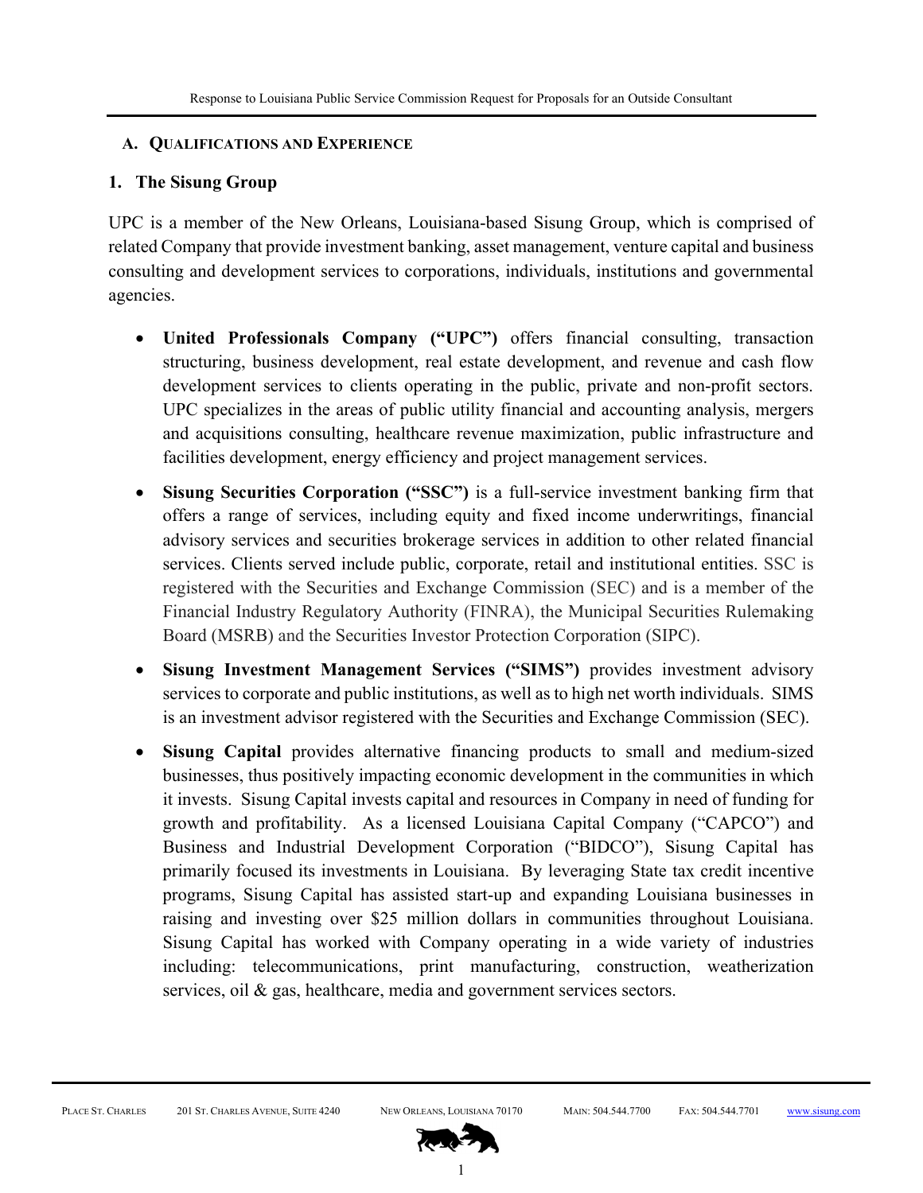## A. Qualifications and Experience

### 1. The Sisung Group

UPC is a member of the New Orleans, Louisiana-based Sisung Group, which is comprised of related Company that provide investment banking, asset management, venture capital and business consulting and development services to corporations, individuals, institutions and governmental agencies.

- **United Professionals Company ("UPC")** offers financial consulting, transaction structuring, business development, real estate development, and revenue and cash flow development services to clients operating in the public, private and non-profit sectors. UPC specializes in the areas of public utility financial and accounting analysis, mergers and acquisitions consulting, healthcare revenue maximization, public infrastructure and facilities development, energy efficiency and project management services.
- **Sisung Securities Corporation ("SSC")** is a full-service investment banking firm that offers a range of services, including equity and fixed income underwritings, financial advisory services and securities brokerage services in addition to other related financial services. Clients served include public, corporate, retail and institutional entities. SSC is registered with the Securities and Exchange Commission (SEC) and is a member of the Financial Industry Regulatory Authority (FINRA), the Municipal Securities Rulemaking Board (MSRB) and the Securities Investor Protection Corporation (SIPC).
- **Sisung Investment Management Services ("SIMS")** provides investment advisory services to corporate and public institutions, as well as to high net worth individuals. SIMS is an investment advisor registered with the Securities and Exchange Commission (SEC).
- **Sisung Capital** provides alternative financing products to small and medium-sized businesses, thus positively impacting economic development in the communities in which it invests. Sisung Capital invests capital and resources in Company in need of funding for growth and profitability. As a licensed Louisiana Capital Company ("CAPCO") and Business and Industrial Development Corporation ("BIDCO"), Sisung Capital has primarily focused its investments in Louisiana. By leveraging State tax credit incentive programs, Sisung Capital has assisted start-up and expanding Louisiana businesses in raising and investing over $25 million dollars in communities throughout Louisiana. Sisung Capital has worked with Company operating in a wide variety of industries including: telecommunications, print manufacturing, construction, weatherization services, oil & gas, healthcare, media and government services sectors.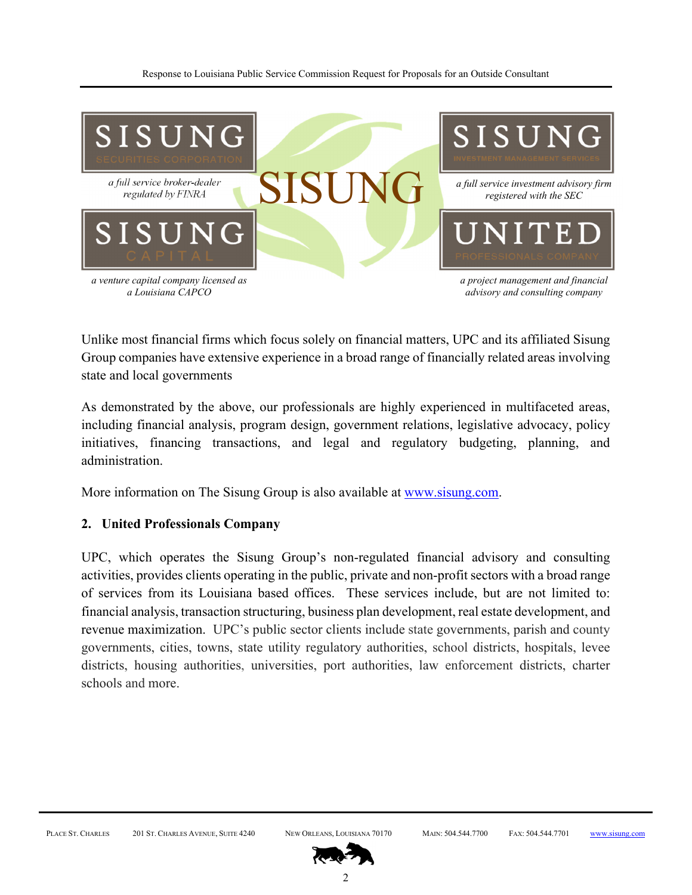SISUNG SECURITIES CORPORATION

*a full service broker-dealer regulated by FINRA*

SISUNG INVESTMENT MANAGEMENT SERVICES

*a full service investment advisory firm registered with the SEC*

SISUNG

SISUNG CAPITAL

*a venture capital company licensed as a Louisiana CAPCO*

UNITED PROFESSIONALS COMPANY

*a project management and financial advisory and consulting company*

Unlike most financial firms which focus solely on financial matters, UPC and its affiliated Sisung Group companies have extensive experience in a broad range of financially related areas involving state and local governments

As demonstrated by the above, our professionals are highly experienced in multifaceted areas, including financial analysis, program design, government relations, legislative advocacy, policy initiatives, financing transactions, and legal and regulatory budgeting, planning, and administration.

More information on The Sisung Group is also available at www.sisung.com.

**2. United Professionals Company**

UPC, which operates the Sisung Group's non-regulated financial advisory and consulting activities, provides clients operating in the public, private and non-profit sectors with a broad range of services from its Louisiana based offices. These services include, but are not limited to: financial analysis, transaction structuring, business plan development, real estate development, and revenue maximization. UPC's public sector clients include state governments, parish and county governments, cities, towns, state utility regulatory authorities, school districts, hospitals, levee districts, housing authorities, universities, port authorities, law enforcement districts, charter schools and more.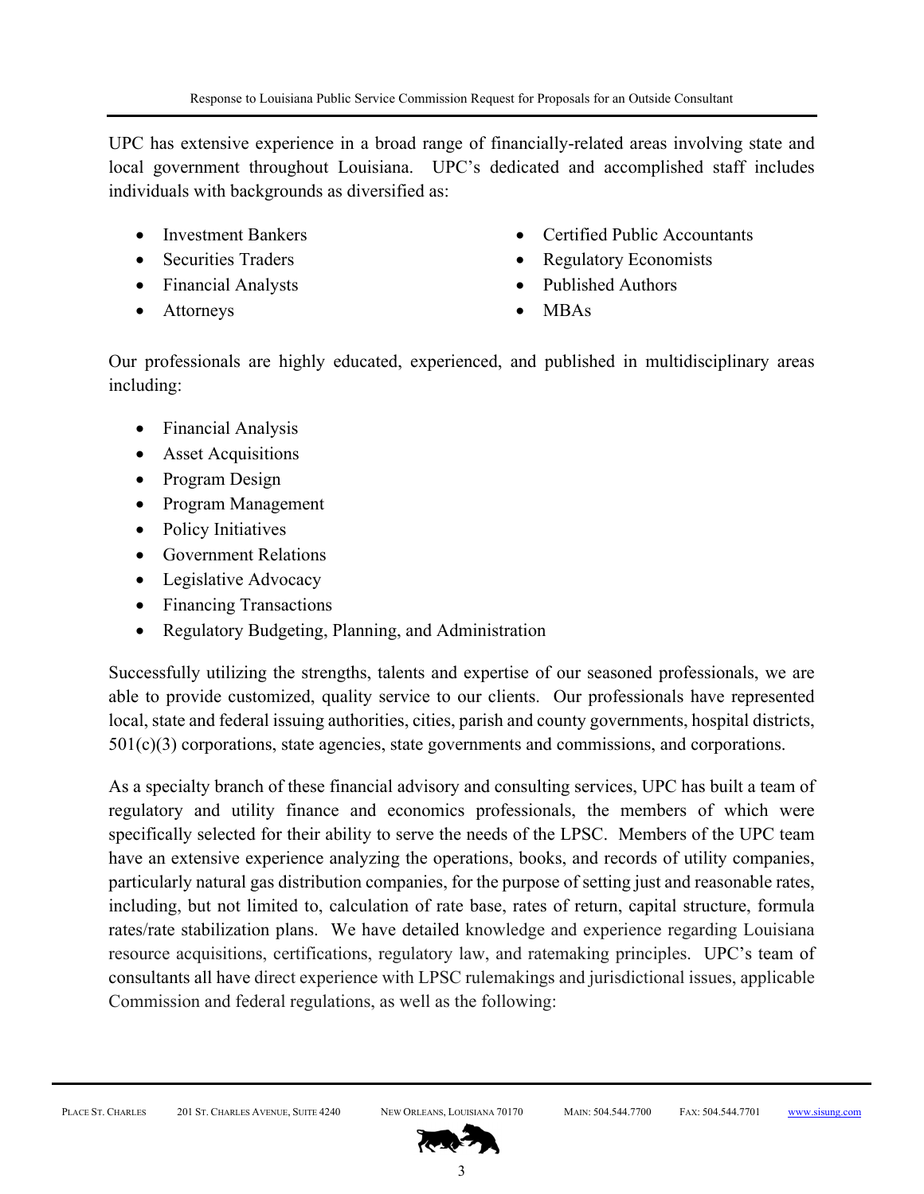UPC has extensive experience in a broad range of financially-related areas involving state and local government throughout Louisiana. UPC's dedicated and accomplished staff includes individuals with backgrounds as diversified as:

- Investment Bankers
- Securities Traders
- Financial Analysts
- Attorneys
- Certified Public Accountants
- Regulatory Economists
- Published Authors
- MBAs

Our professionals are highly educated, experienced, and published in multidisciplinary areas including:

- Financial Analysis
- Asset Acquisitions
- Program Design
- Program Management
- Policy Initiatives
- Government Relations
- Legislative Advocacy
- Financing Transactions
- Regulatory Budgeting, Planning, and Administration

Successfully utilizing the strengths, talents and expertise of our seasoned professionals, we are able to provide customized, quality service to our clients. Our professionals have represented local, state and federal issuing authorities, cities, parish and county governments, hospital districts, 501(c)(3) corporations, state agencies, state governments and commissions, and corporations.

As a specialty branch of these financial advisory and consulting services, UPC has built a team of regulatory and utility finance and economics professionals, the members of which were specifically selected for their ability to serve the needs of the LPSC. Members of the UPC team have an extensive experience analyzing the operations, books, and records of utility companies, particularly natural gas distribution companies, for the purpose of setting just and reasonable rates, including, but not limited to, calculation of rate base, rates of return, capital structure, formula rates/rate stabilization plans. We have detailed knowledge and experience regarding Louisiana resource acquisitions, certifications, regulatory law, and ratemaking principles. UPC's team of consultants all have direct experience with LPSC rulemakings and jurisdictional issues, applicable Commission and federal regulations, as well as the following: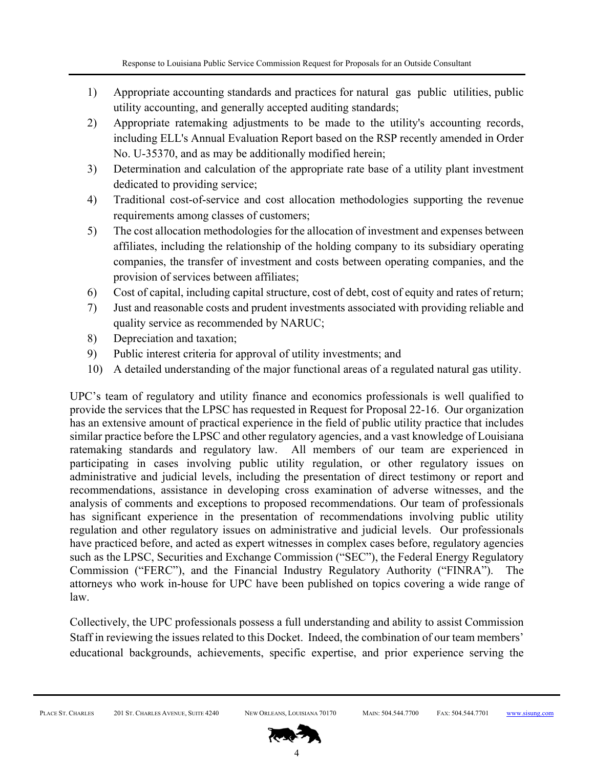1) Appropriate accounting standards and practices for natural gas public utilities, public utility accounting, and generally accepted auditing standards;
2) Appropriate ratemaking adjustments to be made to the utility's accounting records, including ELL's Annual Evaluation Report based on the RSP recently amended in Order No. U-35370, and as may be additionally modified herein;
3) Determination and calculation of the appropriate rate base of a utility plant investment dedicated to providing service;
4) Traditional cost-of-service and cost allocation methodologies supporting the revenue requirements among classes of customers;
5) The cost allocation methodologies for the allocation of investment and expenses between affiliates, including the relationship of the holding company to its subsidiary operating companies, the transfer of investment and costs between operating companies, and the provision of services between affiliates;
6) Cost of capital, including capital structure, cost of debt, cost of equity and rates of return;
7) Just and reasonable costs and prudent investments associated with providing reliable and quality service as recommended by NARUC;
8) Depreciation and taxation;
9) Public interest criteria for approval of utility investments; and
10) A detailed understanding of the major functional areas of a regulated natural gas utility.

UPC's team of regulatory and utility finance and economics professionals is well qualified to provide the services that the LPSC has requested in Request for Proposal 22-16. Our organization has an extensive amount of practical experience in the field of public utility practice that includes similar practice before the LPSC and other regulatory agencies, and a vast knowledge of Louisiana ratemaking standards and regulatory law. All members of our team are experienced in participating in cases involving public utility regulation, or other regulatory issues on administrative and judicial levels, including the presentation of direct testimony or report and recommendations, assistance in developing cross examination of adverse witnesses, and the analysis of comments and exceptions to proposed recommendations. Our team of professionals has significant experience in the presentation of recommendations involving public utility regulation and other regulatory issues on administrative and judicial levels. Our professionals have practiced before, and acted as expert witnesses in complex cases before, regulatory agencies such as the LPSC, Securities and Exchange Commission ("SEC"), the Federal Energy Regulatory Commission ("FERC"), and the Financial Industry Regulatory Authority ("FINRA"). The attorneys who work in-house for UPC have been published on topics covering a wide range of law.

Collectively, the UPC professionals possess a full understanding and ability to assist Commission Staff in reviewing the issues related to this Docket. Indeed, the combination of our team members' educational backgrounds, achievements, specific expertise, and prior experience serving the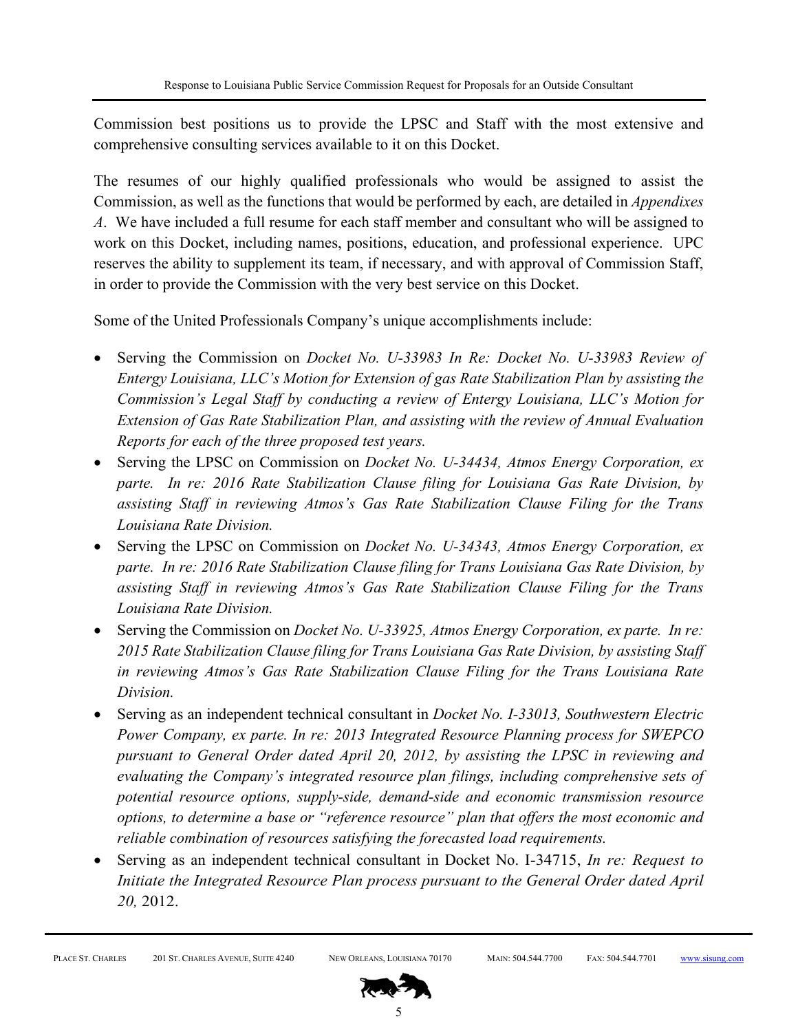Commission best positions us to provide the LPSC and Staff with the most extensive and comprehensive consulting services available to it on this Docket.

The resumes of our highly qualified professionals who would be assigned to assist the Commission, as well as the functions that would be performed by each, are detailed in *Appendixes A*. We have included a full resume for each staff member and consultant who will be assigned to work on this Docket, including names, positions, education, and professional experience. UPC reserves the ability to supplement its team, if necessary, and with approval of Commission Staff, in order to provide the Commission with the very best service on this Docket.

Some of the United Professionals Company's unique accomplishments include:

- Serving the Commission on *Docket No. U-33983 In Re: Docket No. U-33983 Review of Entergy Louisiana, LLC's Motion for Extension of gas Rate Stabilization Plan by assisting the Commission's Legal Staff by conducting a review of Entergy Louisiana, LLC's Motion for Extension of Gas Rate Stabilization Plan, and assisting with the review of Annual Evaluation Reports for each of the three proposed test years.*
- Serving the LPSC on Commission on *Docket No. U-34434, Atmos Energy Corporation, ex parte. In re: 2016 Rate Stabilization Clause filing for Louisiana Gas Rate Division, by assisting Staff in reviewing Atmos's Gas Rate Stabilization Clause Filing for the Trans Louisiana Rate Division.*
- Serving the LPSC on Commission on *Docket No. U-34343, Atmos Energy Corporation, ex parte. In re: 2016 Rate Stabilization Clause filing for Trans Louisiana Gas Rate Division, by assisting Staff in reviewing Atmos's Gas Rate Stabilization Clause Filing for the Trans Louisiana Rate Division.*
- Serving the Commission on *Docket No. U-33925, Atmos Energy Corporation, ex parte. In re: 2015 Rate Stabilization Clause filing for Trans Louisiana Gas Rate Division, by assisting Staff in reviewing Atmos's Gas Rate Stabilization Clause Filing for the Trans Louisiana Rate Division.*
- Serving as an independent technical consultant in *Docket No. I-33013, Southwestern Electric Power Company, ex parte. In re: 2013 Integrated Resource Planning process for SWEPCO pursuant to General Order dated April 20, 2012, by assisting the LPSC in reviewing and evaluating the Company's integrated resource plan filings, including comprehensive sets of potential resource options, supply-side, demand-side and economic transmission resource options, to determine a base or "reference resource" plan that offers the most economic and reliable combination of resources satisfying the forecasted load requirements.*
- Serving as an independent technical consultant in Docket No. I-34715, *In re: Request to Initiate the Integrated Resource Plan process pursuant to the General Order dated April 20,* 2012.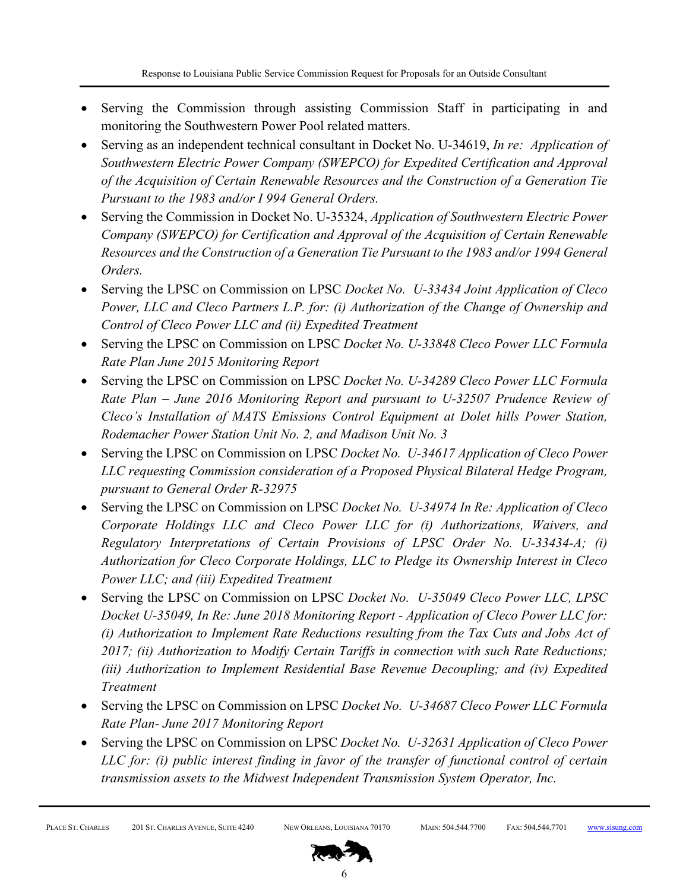- Serving the Commission through assisting Commission Staff in participating in and monitoring the Southwestern Power Pool related matters.
- Serving as an independent technical consultant in Docket No. U-34619, *In re: Application of Southwestern Electric Power Company (SWEPCO) for Expedited Certification and Approval of the Acquisition of Certain Renewable Resources and the Construction of a Generation Tie Pursuant to the 1983 and/or I 994 General Orders.*
- Serving the Commission in Docket No. U-35324, *Application of Southwestern Electric Power Company (SWEPCO) for Certification and Approval of the Acquisition of Certain Renewable Resources and the Construction of a Generation Tie Pursuant to the 1983 and/or 1994 General Orders.*
- Serving the LPSC on Commission on LPSC *Docket No. U-33434 Joint Application of Cleco Power, LLC and Cleco Partners L.P. for: (i) Authorization of the Change of Ownership and Control of Cleco Power LLC and (ii) Expedited Treatment*
- Serving the LPSC on Commission on LPSC *Docket No. U-33848 Cleco Power LLC Formula Rate Plan June 2015 Monitoring Report*
- Serving the LPSC on Commission on LPSC *Docket No. U-34289 Cleco Power LLC Formula Rate Plan – June 2016 Monitoring Report and pursuant to U-32507 Prudence Review of Cleco's Installation of MATS Emissions Control Equipment at Dolet hills Power Station, Rodemacher Power Station Unit No. 2, and Madison Unit No. 3*
- Serving the LPSC on Commission on LPSC *Docket No. U-34617 Application of Cleco Power LLC requesting Commission consideration of a Proposed Physical Bilateral Hedge Program, pursuant to General Order R-32975*
- Serving the LPSC on Commission on LPSC *Docket No. U-34974 In Re: Application of Cleco Corporate Holdings LLC and Cleco Power LLC for (i) Authorizations, Waivers, and Regulatory Interpretations of Certain Provisions of LPSC Order No. U-33434-A; (i) Authorization for Cleco Corporate Holdings, LLC to Pledge its Ownership Interest in Cleco Power LLC; and (iii) Expedited Treatment*
- Serving the LPSC on Commission on LPSC *Docket No. U-35049 Cleco Power LLC, LPSC Docket U-35049, In Re: June 2018 Monitoring Report - Application of Cleco Power LLC for: (i) Authorization to Implement Rate Reductions resulting from the Tax Cuts and Jobs Act of 2017; (ii) Authorization to Modify Certain Tariffs in connection with such Rate Reductions; (iii) Authorization to Implement Residential Base Revenue Decoupling; and (iv) Expedited Treatment*
- Serving the LPSC on Commission on LPSC *Docket No. U-34687 Cleco Power LLC Formula Rate Plan- June 2017 Monitoring Report*
- Serving the LPSC on Commission on LPSC *Docket No. U-32631 Application of Cleco Power LLC for: (i) public interest finding in favor of the transfer of functional control of certain transmission assets to the Midwest Independent Transmission System Operator, Inc.*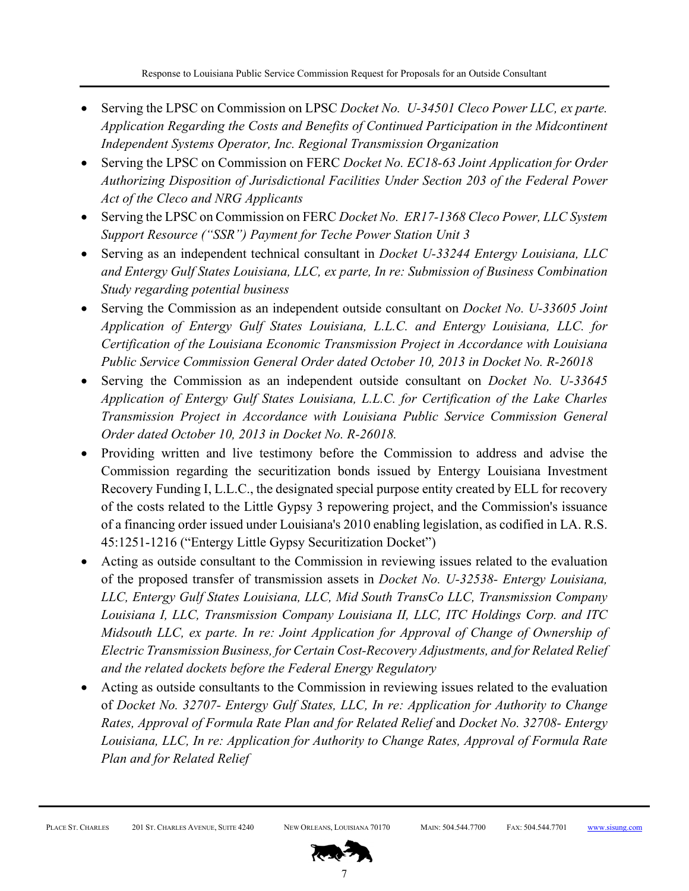- Serving the LPSC on Commission on LPSC *Docket No. U-34501 Cleco Power LLC, ex parte. Application Regarding the Costs and Benefits of Continued Participation in the Midcontinent Independent Systems Operator, Inc. Regional Transmission Organization*
- Serving the LPSC on Commission on FERC *Docket No. EC18-63 Joint Application for Order Authorizing Disposition of Jurisdictional Facilities Under Section 203 of the Federal Power Act of the Cleco and NRG Applicants*
- Serving the LPSC on Commission on FERC *Docket No. ER17-1368 Cleco Power, LLC System Support Resource ("SSR") Payment for Teche Power Station Unit 3*
- Serving as an independent technical consultant in *Docket U-33244 Entergy Louisiana, LLC and Entergy Gulf States Louisiana, LLC, ex parte, In re: Submission of Business Combination Study regarding potential business*
- Serving the Commission as an independent outside consultant on *Docket No. U-33605 Joint Application of Entergy Gulf States Louisiana, L.L.C. and Entergy Louisiana, LLC. for Certification of the Louisiana Economic Transmission Project in Accordance with Louisiana Public Service Commission General Order dated October 10, 2013 in Docket No. R-26018*
- Serving the Commission as an independent outside consultant on *Docket No. U-33645 Application of Entergy Gulf States Louisiana, L.L.C. for Certification of the Lake Charles Transmission Project in Accordance with Louisiana Public Service Commission General Order dated October 10, 2013 in Docket No. R-26018.*
- Providing written and live testimony before the Commission to address and advise the Commission regarding the securitization bonds issued by Entergy Louisiana Investment Recovery Funding I, L.L.C., the designated special purpose entity created by ELL for recovery of the costs related to the Little Gypsy 3 repowering project, and the Commission's issuance of a financing order issued under Louisiana's 2010 enabling legislation, as codified in LA. R.S. 45:1251-1216 ("Entergy Little Gypsy Securitization Docket")
- Acting as outside consultant to the Commission in reviewing issues related to the evaluation of the proposed transfer of transmission assets in *Docket No. U-32538- Entergy Louisiana, LLC, Entergy Gulf States Louisiana, LLC, Mid South TransCo LLC, Transmission Company Louisiana I, LLC, Transmission Company Louisiana II, LLC, ITC Holdings Corp. and ITC Midsouth LLC, ex parte. In re: Joint Application for Approval of Change of Ownership of Electric Transmission Business, for Certain Cost-Recovery Adjustments, and for Related Relief and the related dockets before the Federal Energy Regulatory*
- Acting as outside consultants to the Commission in reviewing issues related to the evaluation of *Docket No. 32707- Entergy Gulf States, LLC, In re: Application for Authority to Change Rates, Approval of Formula Rate Plan and for Related Relief* and *Docket No. 32708- Entergy Louisiana, LLC, In re: Application for Authority to Change Rates, Approval of Formula Rate Plan and for Related Relief*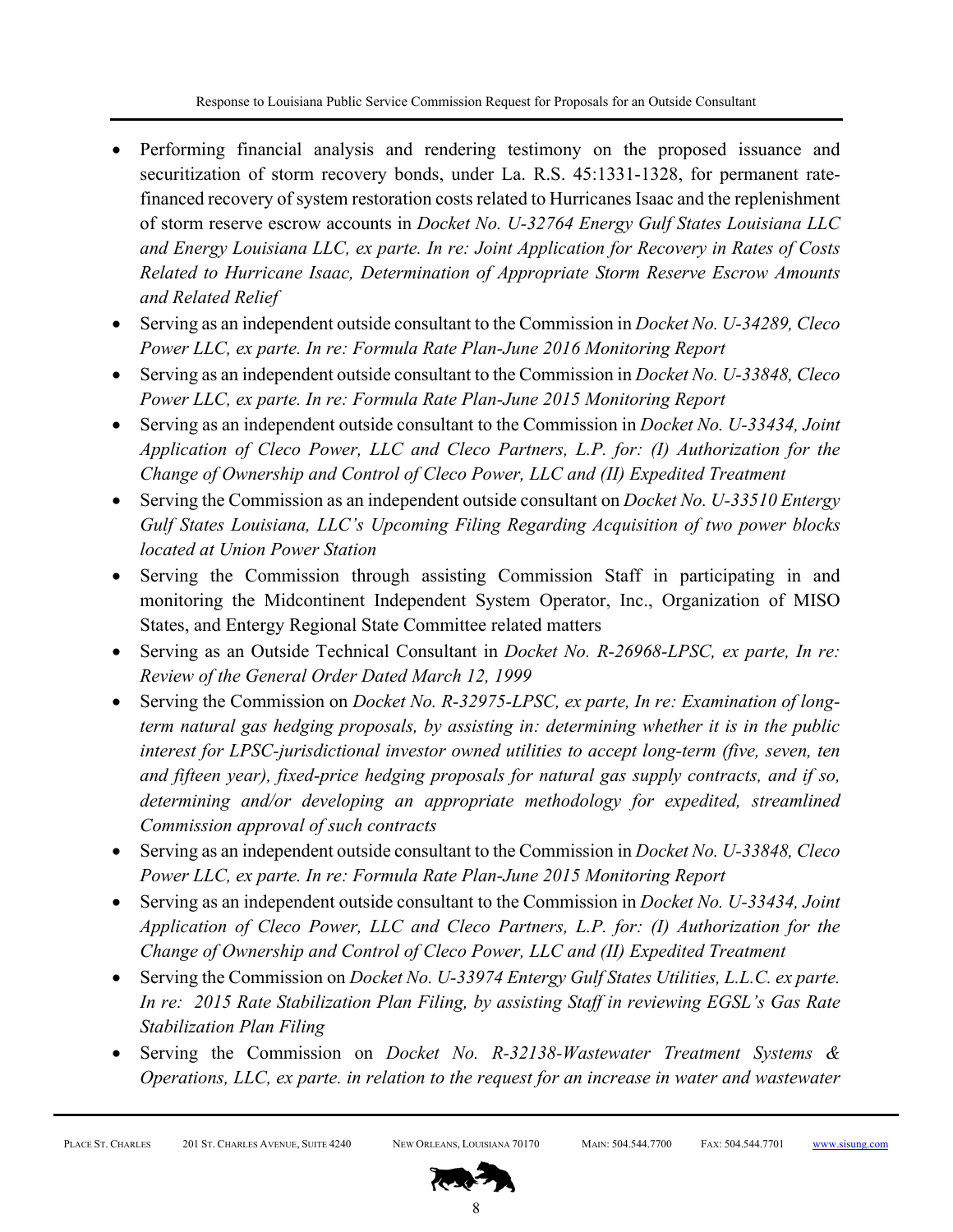- Performing financial analysis and rendering testimony on the proposed issuance and securitization of storm recovery bonds, under La. R.S. 45:1331-1328, for permanent rate-financed recovery of system restoration costs related to Hurricanes Isaac and the replenishment of storm reserve escrow accounts in *Docket No. U-32764 Energy Gulf States Louisiana LLC and Energy Louisiana LLC, ex parte. In re: Joint Application for Recovery in Rates of Costs Related to Hurricane Isaac, Determination of Appropriate Storm Reserve Escrow Amounts and Related Relief*
- Serving as an independent outside consultant to the Commission in *Docket No. U-34289, Cleco Power LLC, ex parte. In re: Formula Rate Plan-June 2016 Monitoring Report*
- Serving as an independent outside consultant to the Commission in *Docket No. U-33848, Cleco Power LLC, ex parte. In re: Formula Rate Plan-June 2015 Monitoring Report*
- Serving as an independent outside consultant to the Commission in *Docket No. U-33434, Joint Application of Cleco Power, LLC and Cleco Partners, L.P. for: (I) Authorization for the Change of Ownership and Control of Cleco Power, LLC and (II) Expedited Treatment*
- Serving the Commission as an independent outside consultant on *Docket No. U-33510 Entergy Gulf States Louisiana, LLC's Upcoming Filing Regarding Acquisition of two power blocks located at Union Power Station*
- Serving the Commission through assisting Commission Staff in participating in and monitoring the Midcontinent Independent System Operator, Inc., Organization of MISO States, and Entergy Regional State Committee related matters
- Serving as an Outside Technical Consultant in *Docket No. R-26968-LPSC, ex parte, In re: Review of the General Order Dated March 12, 1999*
- Serving the Commission on *Docket No. R-32975-LPSC, ex parte, In re: Examination of long-term natural gas hedging proposals, by assisting in: determining whether it is in the public interest for LPSC-jurisdictional investor owned utilities to accept long-term (five, seven, ten and fifteen year), fixed-price hedging proposals for natural gas supply contracts, and if so, determining and/or developing an appropriate methodology for expedited, streamlined Commission approval of such contracts*
- Serving as an independent outside consultant to the Commission in *Docket No. U-33848, Cleco Power LLC, ex parte. In re: Formula Rate Plan-June 2015 Monitoring Report*
- Serving as an independent outside consultant to the Commission in *Docket No. U-33434, Joint Application of Cleco Power, LLC and Cleco Partners, L.P. for: (I) Authorization for the Change of Ownership and Control of Cleco Power, LLC and (II) Expedited Treatment*
- Serving the Commission on *Docket No. U-33974 Entergy Gulf States Utilities, L.L.C. ex parte. In re: 2015 Rate Stabilization Plan Filing, by assisting Staff in reviewing EGSL's Gas Rate Stabilization Plan Filing*
- Serving the Commission on *Docket No. R-32138-Wastewater Treatment Systems & Operations, LLC, ex parte. in relation to the request for an increase in water and wastewater*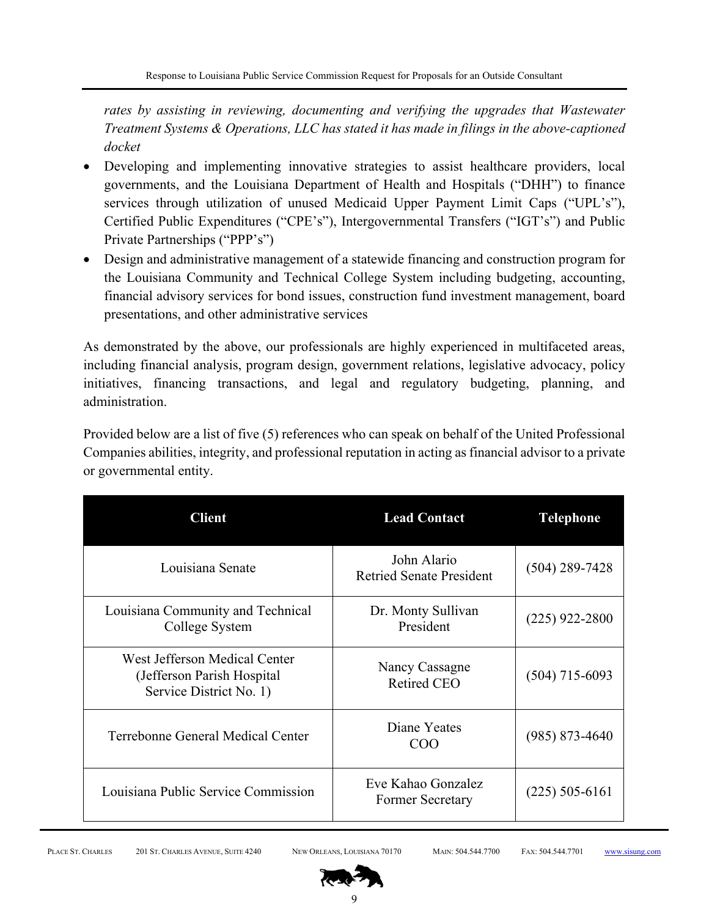*rates by assisting in reviewing, documenting and verifying the upgrades that Wastewater Treatment Systems & Operations, LLC has stated it has made in filings in the above-captioned docket*

- Developing and implementing innovative strategies to assist healthcare providers, local governments, and the Louisiana Department of Health and Hospitals ("DHH") to finance services through utilization of unused Medicaid Upper Payment Limit Caps ("UPL's"), Certified Public Expenditures ("CPE's"), Intergovernmental Transfers ("IGT's") and Public Private Partnerships ("PPP's")
- Design and administrative management of a statewide financing and construction program for the Louisiana Community and Technical College System including budgeting, accounting, financial advisory services for bond issues, construction fund investment management, board presentations, and other administrative services

As demonstrated by the above, our professionals are highly experienced in multifaceted areas, including financial analysis, program design, government relations, legislative advocacy, policy initiatives, financing transactions, and legal and regulatory budgeting, planning, and administration.

Provided below are a list of five (5) references who can speak on behalf of the United Professional Companies abilities, integrity, and professional reputation in acting as financial advisor to a private or governmental entity.

| Client | Lead Contact | Telephone |
|---|---|---|
| Louisiana Senate | John Alario<br>Retried Senate President | (504) 289-7428 |
| Louisiana Community and Technical College System | Dr. Monty Sullivan<br>President | (225) 922-2800 |
| West Jefferson Medical Center (Jefferson Parish Hospital Service District No. 1) | Nancy Cassagne<br>Retired CEO | (504) 715-6093 |
| Terrebonne General Medical Center | Diane Yeates<br>COO | (985) 873-4640 |
| Louisiana Public Service Commission | Eve Kahao Gonzalez<br>Former Secretary | (225) 505-6161 |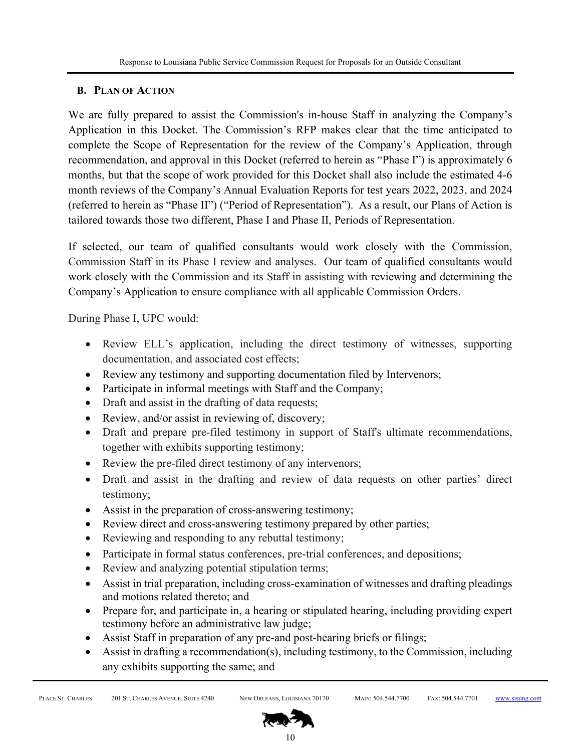### B. PLAN OF ACTION

We are fully prepared to assist the Commission's in-house Staff in analyzing the Company's Application in this Docket. The Commission's RFP makes clear that the time anticipated to complete the Scope of Representation for the review of the Company's Application, through recommendation, and approval in this Docket (referred to herein as "Phase I") is approximately 6 months, but that the scope of work provided for this Docket shall also include the estimated 4-6 month reviews of the Company's Annual Evaluation Reports for test years 2022, 2023, and 2024 (referred to herein as "Phase II") ("Period of Representation"). As a result, our Plans of Action is tailored towards those two different, Phase I and Phase II, Periods of Representation.

If selected, our team of qualified consultants would work closely with the Commission, Commission Staff in its Phase I review and analyses. Our team of qualified consultants would work closely with the Commission and its Staff in assisting with reviewing and determining the Company's Application to ensure compliance with all applicable Commission Orders.

During Phase I, UPC would:

- Review ELL's application, including the direct testimony of witnesses, supporting documentation, and associated cost effects;
- Review any testimony and supporting documentation filed by Intervenors;
- Participate in informal meetings with Staff and the Company;
- Draft and assist in the drafting of data requests;
- Review, and/or assist in reviewing of, discovery;
- Draft and prepare pre-filed testimony in support of Staff's ultimate recommendations, together with exhibits supporting testimony;
- Review the pre-filed direct testimony of any intervenors;
- Draft and assist in the drafting and review of data requests on other parties' direct testimony;
- Assist in the preparation of cross-answering testimony;
- Review direct and cross-answering testimony prepared by other parties;
- Reviewing and responding to any rebuttal testimony;
- Participate in formal status conferences, pre-trial conferences, and depositions;
- Review and analyzing potential stipulation terms;
- Assist in trial preparation, including cross-examination of witnesses and drafting pleadings and motions related thereto; and
- Prepare for, and participate in, a hearing or stipulated hearing, including providing expert testimony before an administrative law judge;
- Assist Staff in preparation of any pre-and post-hearing briefs or filings;
- Assist in drafting a recommendation(s), including testimony, to the Commission, including any exhibits supporting the same; and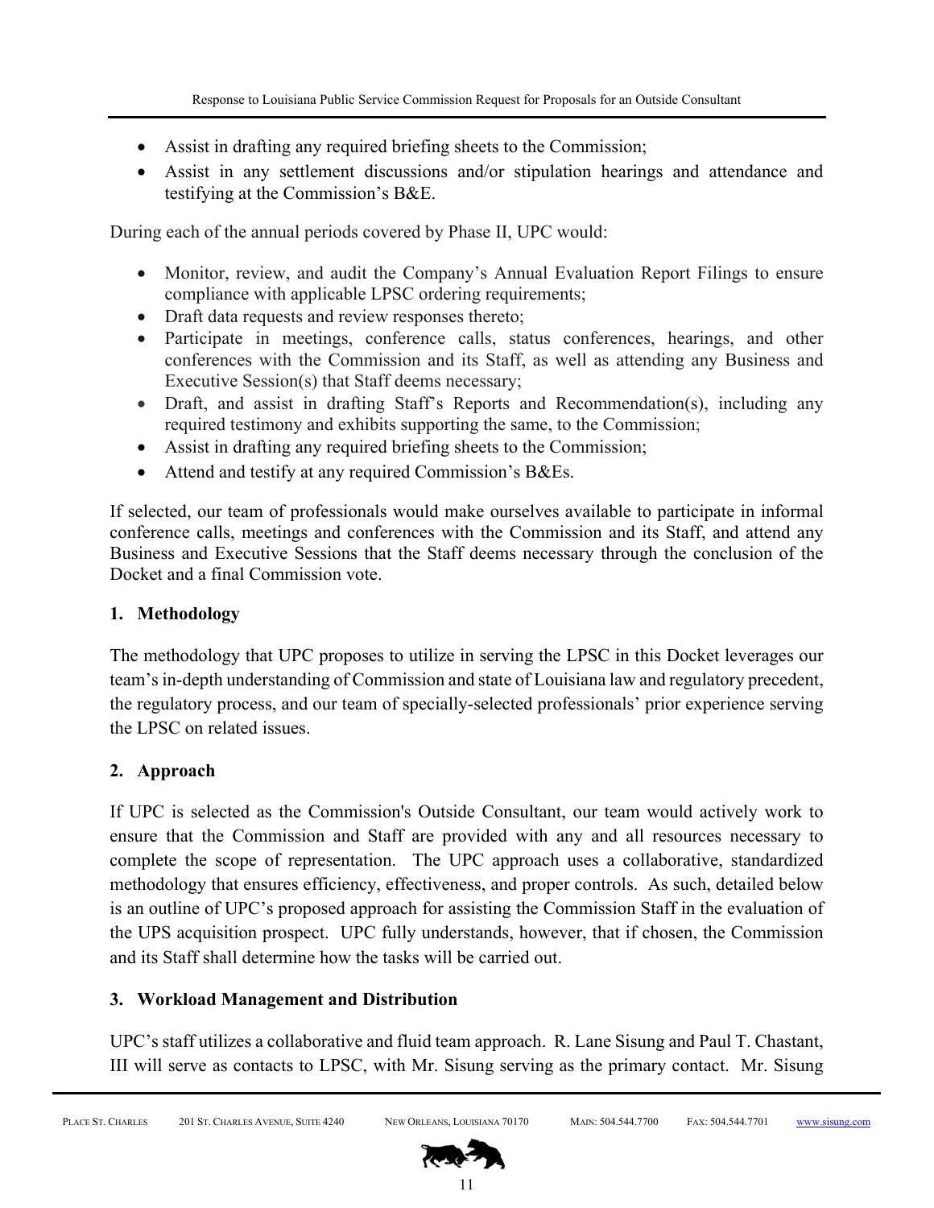- Assist in drafting any required briefing sheets to the Commission;
- Assist in any settlement discussions and/or stipulation hearings and attendance and testifying at the Commission's B&E.

During each of the annual periods covered by Phase II, UPC would:

- Monitor, review, and audit the Company's Annual Evaluation Report Filings to ensure compliance with applicable LPSC ordering requirements;
- Draft data requests and review responses thereto;
- Participate in meetings, conference calls, status conferences, hearings, and other conferences with the Commission and its Staff, as well as attending any Business and Executive Session(s) that Staff deems necessary;
- Draft, and assist in drafting Staff's Reports and Recommendation(s), including any required testimony and exhibits supporting the same, to the Commission;
- Assist in drafting any required briefing sheets to the Commission;
- Attend and testify at any required Commission's B&Es.

If selected, our team of professionals would make ourselves available to participate in informal conference calls, meetings and conferences with the Commission and its Staff, and attend any Business and Executive Sessions that the Staff deems necessary through the conclusion of the Docket and a final Commission vote.

### 1. Methodology

The methodology that UPC proposes to utilize in serving the LPSC in this Docket leverages our team's in-depth understanding of Commission and state of Louisiana law and regulatory precedent, the regulatory process, and our team of specially-selected professionals' prior experience serving the LPSC on related issues.

### 2. Approach

If UPC is selected as the Commission's Outside Consultant, our team would actively work to ensure that the Commission and Staff are provided with any and all resources necessary to complete the scope of representation. The UPC approach uses a collaborative, standardized methodology that ensures efficiency, effectiveness, and proper controls. As such, detailed below is an outline of UPC's proposed approach for assisting the Commission Staff in the evaluation of the UPS acquisition prospect. UPC fully understands, however, that if chosen, the Commission and its Staff shall determine how the tasks will be carried out.

### 3. Workload Management and Distribution

UPC's staff utilizes a collaborative and fluid team approach. R. Lane Sisung and Paul T. Chastant, III will serve as contacts to LPSC, with Mr. Sisung serving as the primary contact. Mr. Sisung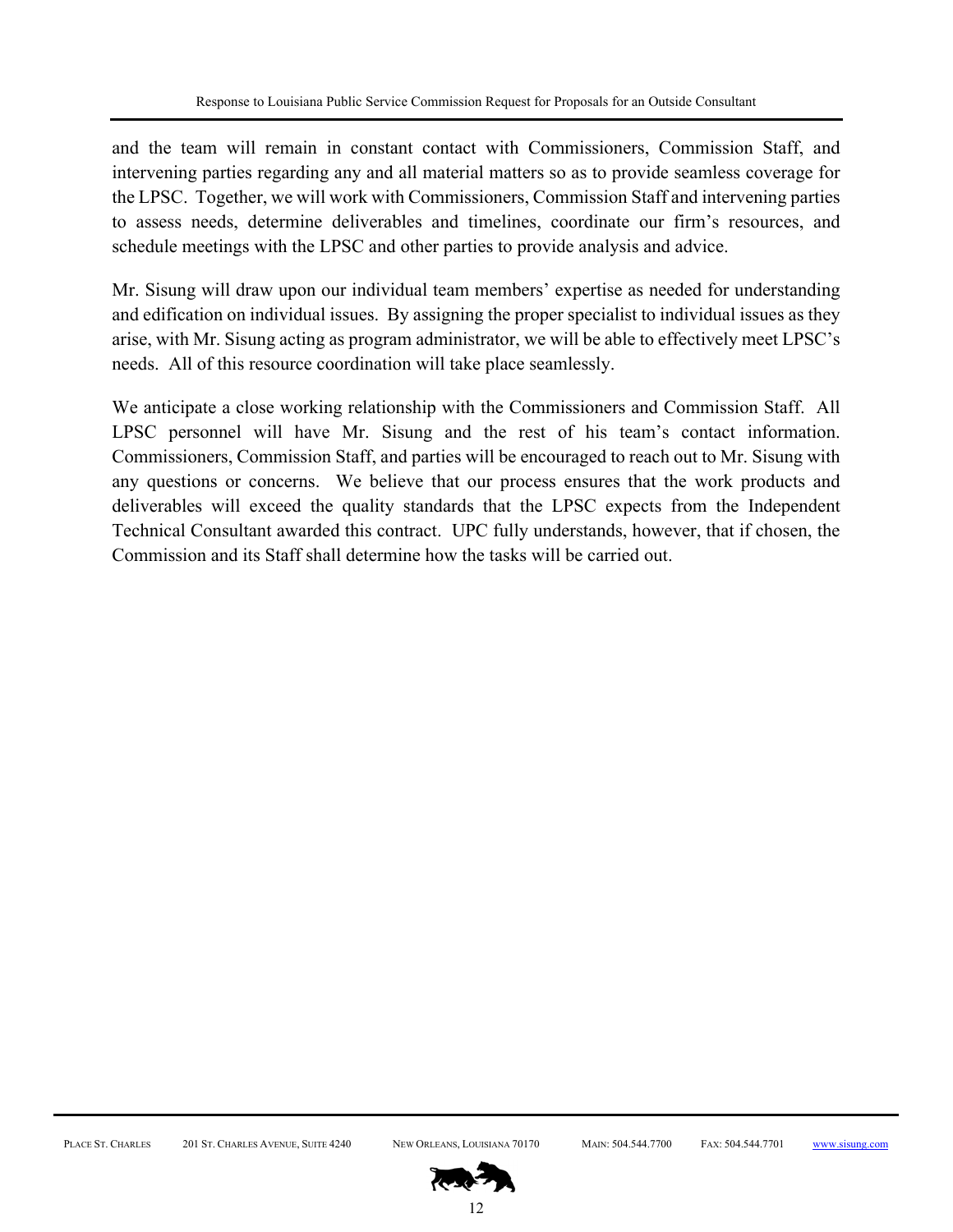and the team will remain in constant contact with Commissioners, Commission Staff, and intervening parties regarding any and all material matters so as to provide seamless coverage for the LPSC. Together, we will work with Commissioners, Commission Staff and intervening parties to assess needs, determine deliverables and timelines, coordinate our firm's resources, and schedule meetings with the LPSC and other parties to provide analysis and advice.

Mr. Sisung will draw upon our individual team members' expertise as needed for understanding and edification on individual issues. By assigning the proper specialist to individual issues as they arise, with Mr. Sisung acting as program administrator, we will be able to effectively meet LPSC's needs. All of this resource coordination will take place seamlessly.

We anticipate a close working relationship with the Commissioners and Commission Staff. All LPSC personnel will have Mr. Sisung and the rest of his team's contact information. Commissioners, Commission Staff, and parties will be encouraged to reach out to Mr. Sisung with any questions or concerns. We believe that our process ensures that the work products and deliverables will exceed the quality standards that the LPSC expects from the Independent Technical Consultant awarded this contract. UPC fully understands, however, that if chosen, the Commission and its Staff shall determine how the tasks will be carried out.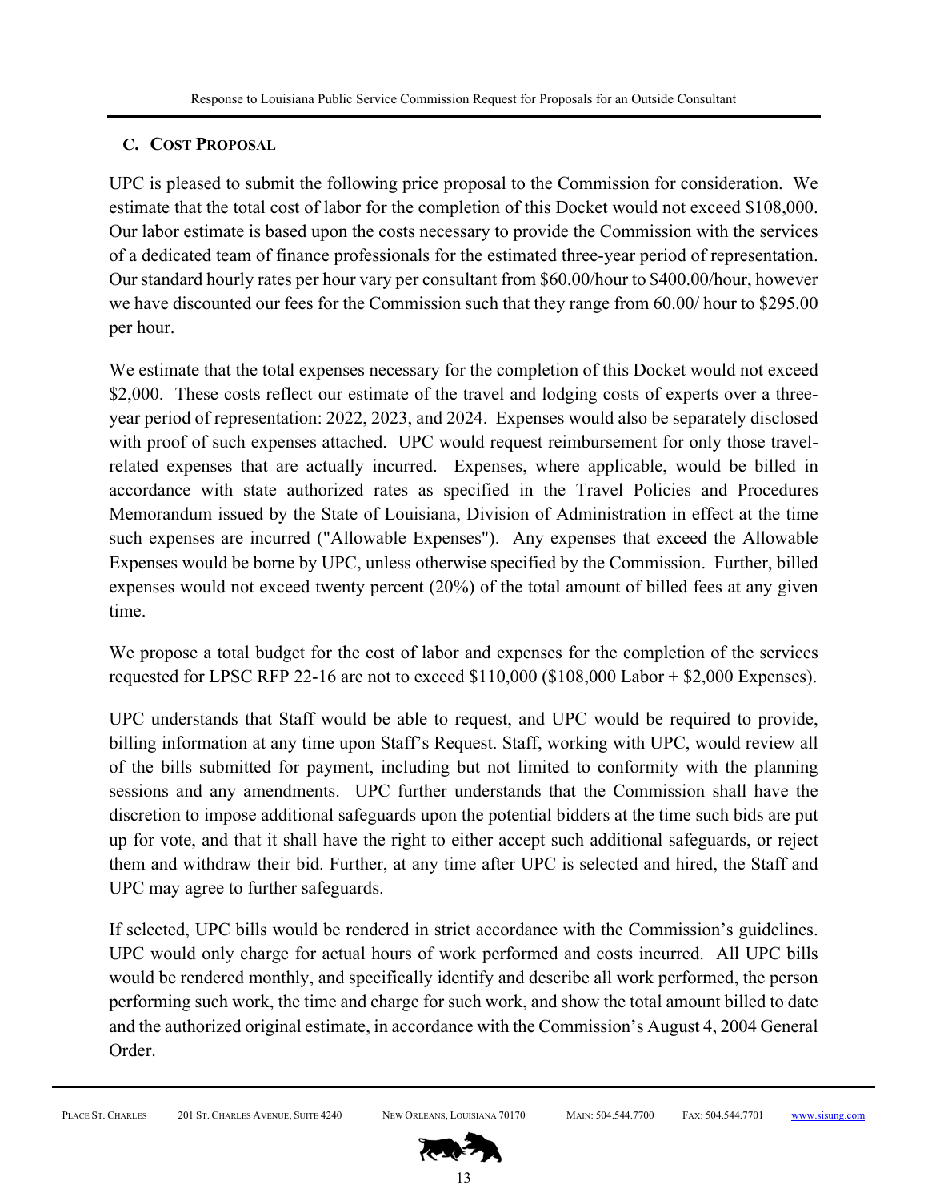### C. Cost Proposal

UPC is pleased to submit the following price proposal to the Commission for consideration. We estimate that the total cost of labor for the completion of this Docket would not exceed $108,000. Our labor estimate is based upon the costs necessary to provide the Commission with the services of a dedicated team of finance professionals for the estimated three-year period of representation. Our standard hourly rates per hour vary per consultant from $60.00/hour to $400.00/hour, however we have discounted our fees for the Commission such that they range from 60.00/ hour to $295.00 per hour.

We estimate that the total expenses necessary for the completion of this Docket would not exceed $2,000. These costs reflect our estimate of the travel and lodging costs of experts over a three-year period of representation: 2022, 2023, and 2024. Expenses would also be separately disclosed with proof of such expenses attached. UPC would request reimbursement for only those travel-related expenses that are actually incurred. Expenses, where applicable, would be billed in accordance with state authorized rates as specified in the Travel Policies and Procedures Memorandum issued by the State of Louisiana, Division of Administration in effect at the time such expenses are incurred ("Allowable Expenses"). Any expenses that exceed the Allowable Expenses would be borne by UPC, unless otherwise specified by the Commission. Further, billed expenses would not exceed twenty percent (20%) of the total amount of billed fees at any given time.

We propose a total budget for the cost of labor and expenses for the completion of the services requested for LPSC RFP 22-16 are not to exceed $110,000 ($108,000 Labor + $2,000 Expenses).

UPC understands that Staff would be able to request, and UPC would be required to provide, billing information at any time upon Staff's Request. Staff, working with UPC, would review all of the bills submitted for payment, including but not limited to conformity with the planning sessions and any amendments. UPC further understands that the Commission shall have the discretion to impose additional safeguards upon the potential bidders at the time such bids are put up for vote, and that it shall have the right to either accept such additional safeguards, or reject them and withdraw their bid. Further, at any time after UPC is selected and hired, the Staff and UPC may agree to further safeguards.

If selected, UPC bills would be rendered in strict accordance with the Commission's guidelines. UPC would only charge for actual hours of work performed and costs incurred. All UPC bills would be rendered monthly, and specifically identify and describe all work performed, the person performing such work, the time and charge for such work, and show the total amount billed to date and the authorized original estimate, in accordance with the Commission's August 4, 2004 General Order.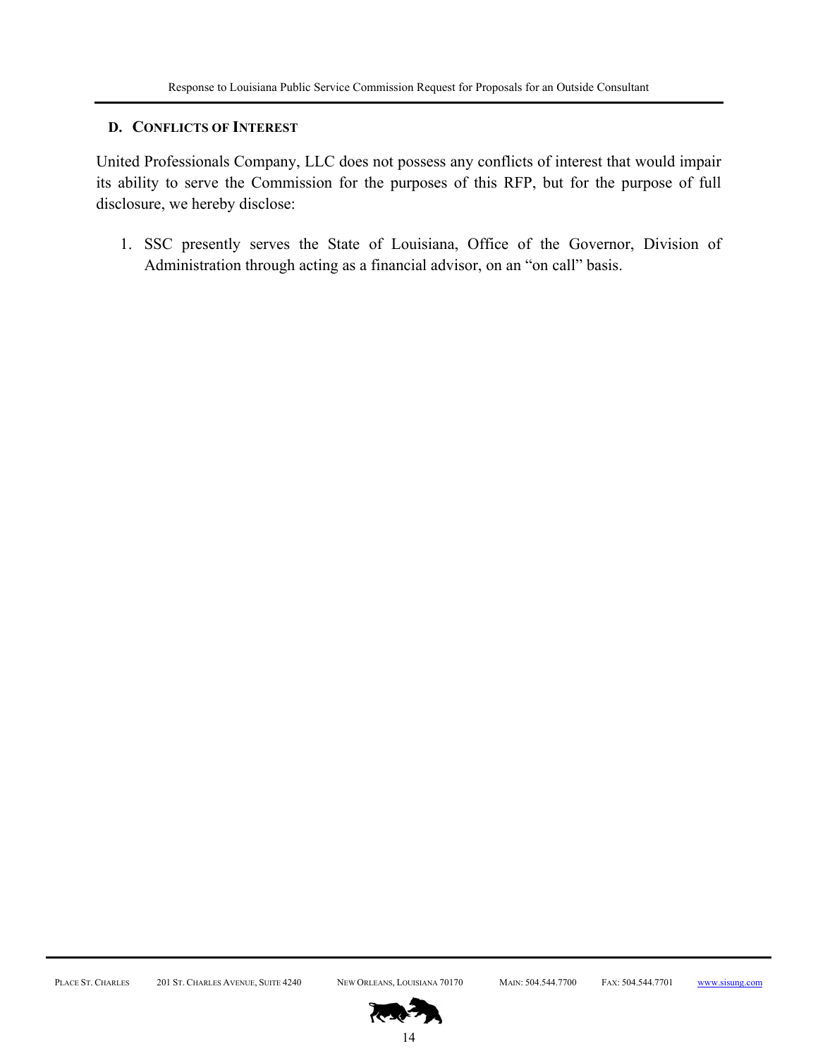## D. Conflicts of Interest

United Professionals Company, LLC does not possess any conflicts of interest that would impair its ability to serve the Commission for the purposes of this RFP, but for the purpose of full disclosure, we hereby disclose:

1. SSC presently serves the State of Louisiana, Office of the Governor, Division of Administration through acting as a financial advisor, on an "on call" basis.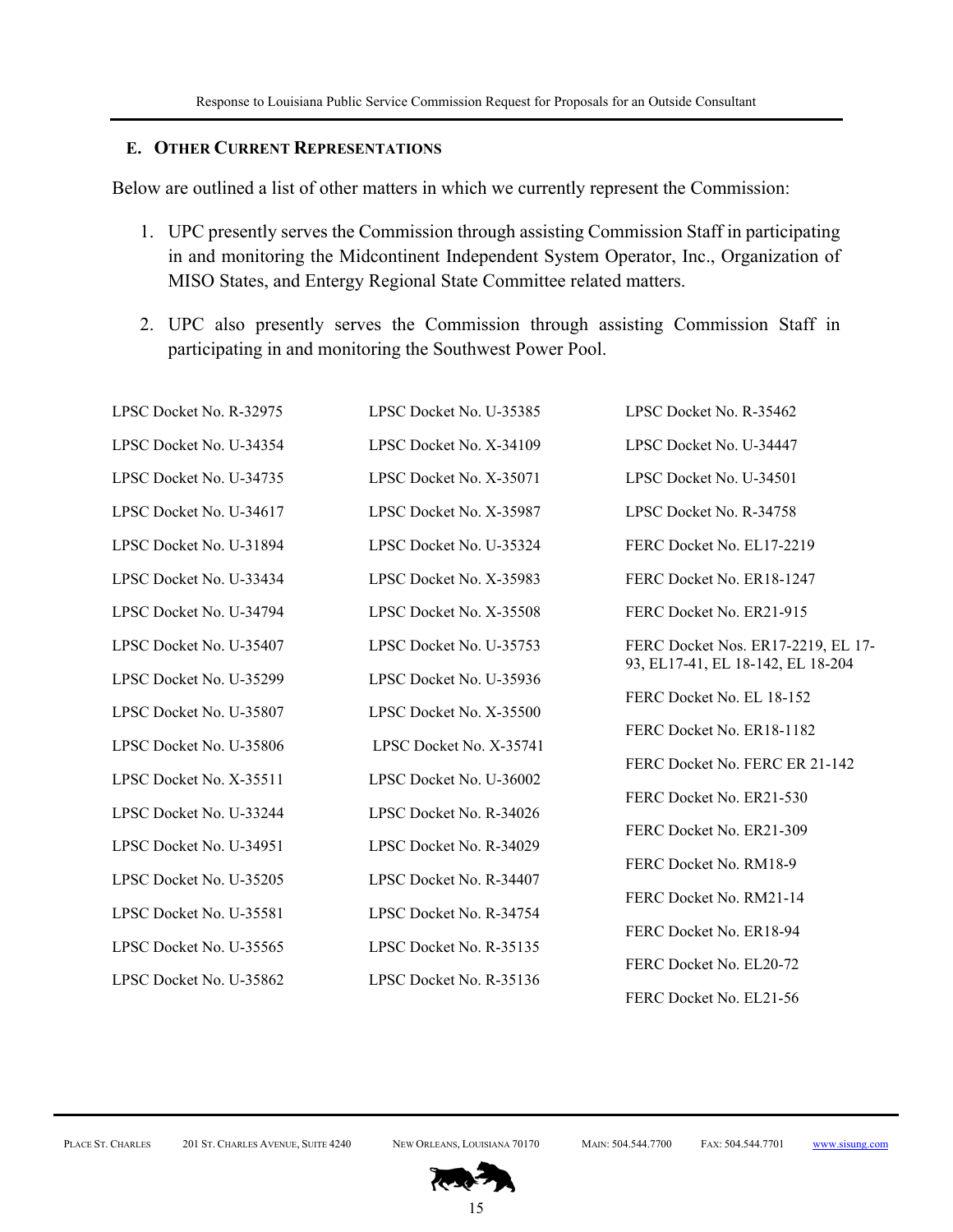## E. Other Current Representations

Below are outlined a list of other matters in which we currently represent the Commission:

1. UPC presently serves the Commission through assisting Commission Staff in participating in and monitoring the Midcontinent Independent System Operator, Inc., Organization of MISO States, and Entergy Regional State Committee related matters.

2. UPC also presently serves the Commission through assisting Commission Staff in participating in and monitoring the Southwest Power Pool.

LPSC Docket No. R-32975

LPSC Docket No. U-34354

LPSC Docket No. U-34735

LPSC Docket No. U-34617

LPSC Docket No. U-31894

LPSC Docket No. U-33434

LPSC Docket No. U-34794

LPSC Docket No. U-35407

LPSC Docket No. U-35299

LPSC Docket No. U-35807

LPSC Docket No. U-35806

LPSC Docket No. X-35511

LPSC Docket No. U-33244

LPSC Docket No. U-34951

LPSC Docket No. U-35205

LPSC Docket No. U-35581

LPSC Docket No. U-35565

LPSC Docket No. U-35862

LPSC Docket No. U-35385

LPSC Docket No. X-34109

LPSC Docket No. X-35071

LPSC Docket No. X-35987

LPSC Docket No. U-35324

LPSC Docket No. X-35983

LPSC Docket No. X-35508

LPSC Docket No. U-35753

LPSC Docket No. U-35936

LPSC Docket No. X-35500

LPSC Docket No. X-35741

LPSC Docket No. U-36002

LPSC Docket No. R-34026

LPSC Docket No. R-34029

LPSC Docket No. R-34407

LPSC Docket No. R-34754

LPSC Docket No. R-35135

LPSC Docket No. R-35136

LPSC Docket No. R-35462

LPSC Docket No. U-34447

LPSC Docket No. U-34501

LPSC Docket No. R-34758

FERC Docket No. EL17-2219

FERC Docket No. ER18-1247

FERC Docket No. ER21-915

FERC Docket Nos. ER17-2219, EL 17-93, EL17-41, EL 18-142, EL 18-204

FERC Docket No. EL 18-152

FERC Docket No. ER18-1182

FERC Docket No. FERC ER 21-142

FERC Docket No. ER21-530

FERC Docket No. ER21-309

FERC Docket No. RM18-9

FERC Docket No. RM21-14

FERC Docket No. ER18-94

FERC Docket No. EL20-72

FERC Docket No. EL21-56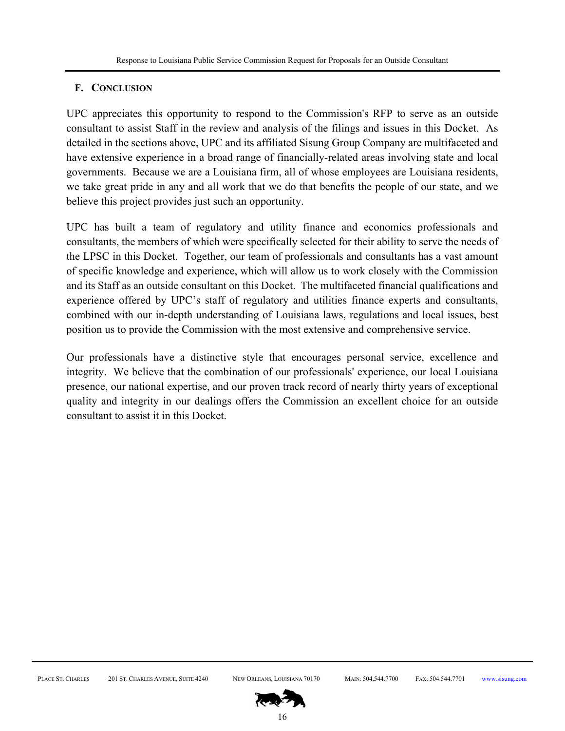## F. Conclusion

UPC appreciates this opportunity to respond to the Commission's RFP to serve as an outside consultant to assist Staff in the review and analysis of the filings and issues in this Docket. As detailed in the sections above, UPC and its affiliated Sisung Group Company are multifaceted and have extensive experience in a broad range of financially-related areas involving state and local governments. Because we are a Louisiana firm, all of whose employees are Louisiana residents, we take great pride in any and all work that we do that benefits the people of our state, and we believe this project provides just such an opportunity.

UPC has built a team of regulatory and utility finance and economics professionals and consultants, the members of which were specifically selected for their ability to serve the needs of the LPSC in this Docket. Together, our team of professionals and consultants has a vast amount of specific knowledge and experience, which will allow us to work closely with the Commission and its Staff as an outside consultant on this Docket. The multifaceted financial qualifications and experience offered by UPC's staff of regulatory and utilities finance experts and consultants, combined with our in-depth understanding of Louisiana laws, regulations and local issues, best position us to provide the Commission with the most extensive and comprehensive service.

Our professionals have a distinctive style that encourages personal service, excellence and integrity. We believe that the combination of our professionals' experience, our local Louisiana presence, our national expertise, and our proven track record of nearly thirty years of exceptional quality and integrity in our dealings offers the Commission an excellent choice for an outside consultant to assist it in this Docket.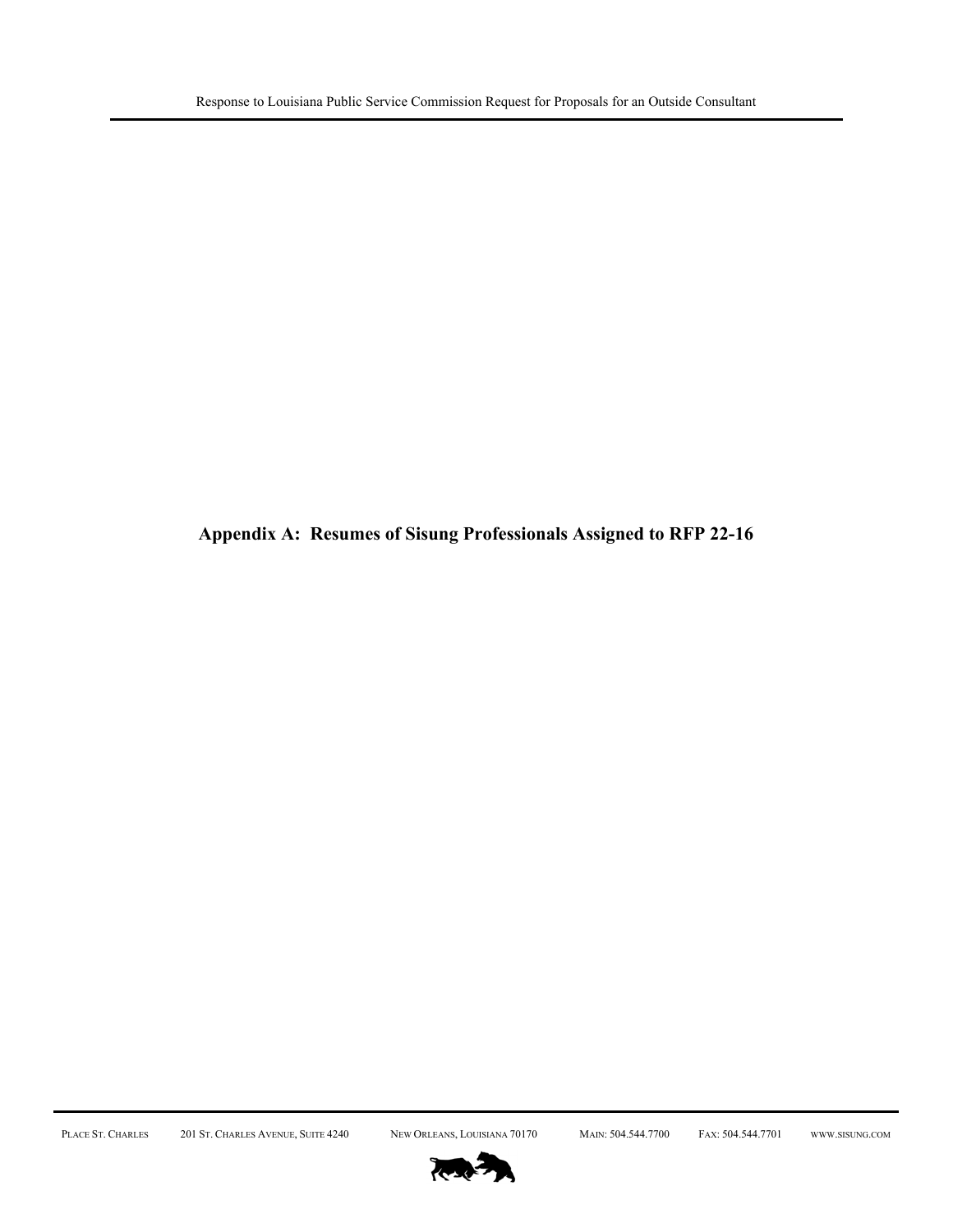**Appendix A: Resumes of Sisung Professionals Assigned to RFP 22-16**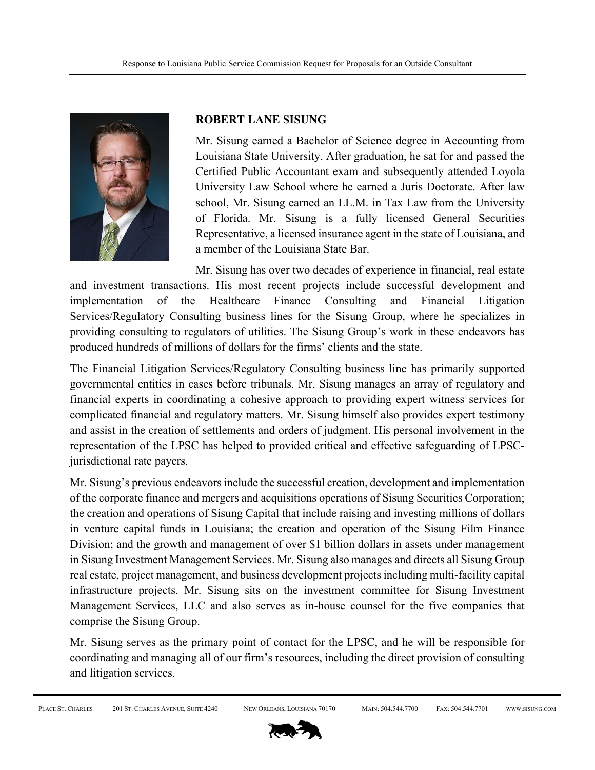**ROBERT LANE SISUNG**

Mr. Sisung earned a Bachelor of Science degree in Accounting from Louisiana State University. After graduation, he sat for and passed the Certified Public Accountant exam and subsequently attended Loyola University Law School where he earned a Juris Doctorate. After law school, Mr. Sisung earned an LL.M. in Tax Law from the University of Florida. Mr. Sisung is a fully licensed General Securities Representative, a licensed insurance agent in the state of Louisiana, and a member of the Louisiana State Bar.

Mr. Sisung has over two decades of experience in financial, real estate and investment transactions. His most recent projects include successful development and implementation of the Healthcare Finance Consulting and Financial Litigation Services/Regulatory Consulting business lines for the Sisung Group, where he specializes in providing consulting to regulators of utilities. The Sisung Group's work in these endeavors has produced hundreds of millions of dollars for the firms' clients and the state.

The Financial Litigation Services/Regulatory Consulting business line has primarily supported governmental entities in cases before tribunals. Mr. Sisung manages an array of regulatory and financial experts in coordinating a cohesive approach to providing expert witness services for complicated financial and regulatory matters. Mr. Sisung himself also provides expert testimony and assist in the creation of settlements and orders of judgment. His personal involvement in the representation of the LPSC has helped to provided critical and effective safeguarding of LPSC-jurisdictional rate payers.

Mr. Sisung's previous endeavors include the successful creation, development and implementation of the corporate finance and mergers and acquisitions operations of Sisung Securities Corporation; the creation and operations of Sisung Capital that include raising and investing millions of dollars in venture capital funds in Louisiana; the creation and operation of the Sisung Film Finance Division; and the growth and management of over $1 billion dollars in assets under management in Sisung Investment Management Services. Mr. Sisung also manages and directs all Sisung Group real estate, project management, and business development projects including multi-facility capital infrastructure projects. Mr. Sisung sits on the investment committee for Sisung Investment Management Services, LLC and also serves as in-house counsel for the five companies that comprise the Sisung Group.

Mr. Sisung serves as the primary point of contact for the LPSC, and he will be responsible for coordinating and managing all of our firm's resources, including the direct provision of consulting and litigation services.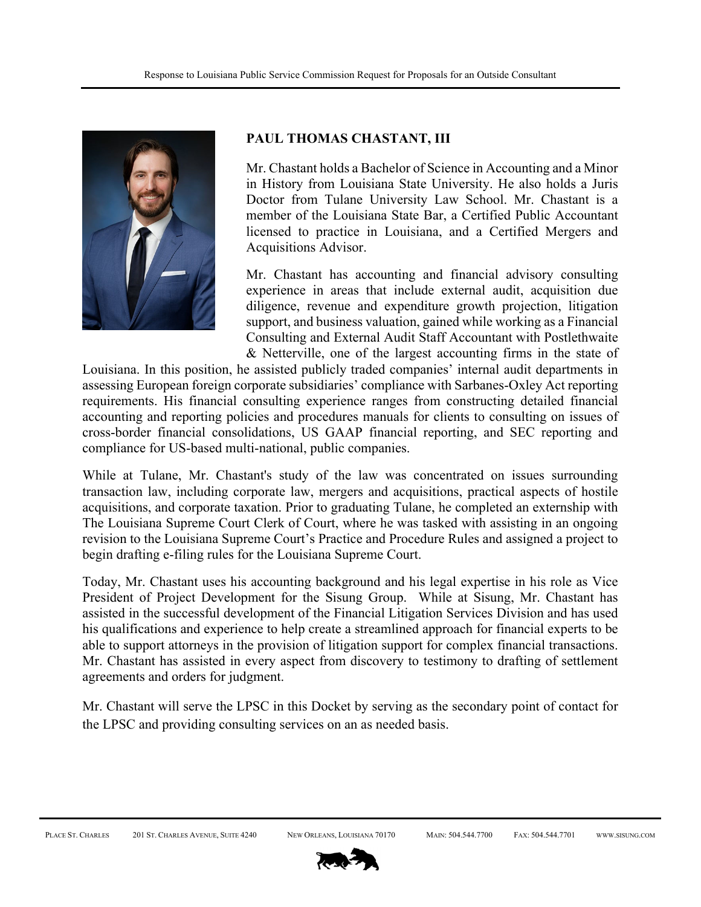**PAUL THOMAS CHASTANT, III**

Mr. Chastant holds a Bachelor of Science in Accounting and a Minor in History from Louisiana State University. He also holds a Juris Doctor from Tulane University Law School. Mr. Chastant is a member of the Louisiana State Bar, a Certified Public Accountant licensed to practice in Louisiana, and a Certified Mergers and Acquisitions Advisor.

Mr. Chastant has accounting and financial advisory consulting experience in areas that include external audit, acquisition due diligence, revenue and expenditure growth projection, litigation support, and business valuation, gained while working as a Financial Consulting and External Audit Staff Accountant with Postlethwaite & Netterville, one of the largest accounting firms in the state of Louisiana. In this position, he assisted publicly traded companies' internal audit departments in assessing European foreign corporate subsidiaries' compliance with Sarbanes-Oxley Act reporting requirements. His financial consulting experience ranges from constructing detailed financial accounting and reporting policies and procedures manuals for clients to consulting on issues of cross-border financial consolidations, US GAAP financial reporting, and SEC reporting and compliance for US-based multi-national, public companies.

While at Tulane, Mr. Chastant's study of the law was concentrated on issues surrounding transaction law, including corporate law, mergers and acquisitions, practical aspects of hostile acquisitions, and corporate taxation. Prior to graduating Tulane, he completed an externship with The Louisiana Supreme Court Clerk of Court, where he was tasked with assisting in an ongoing revision to the Louisiana Supreme Court's Practice and Procedure Rules and assigned a project to begin drafting e-filing rules for the Louisiana Supreme Court.

Today, Mr. Chastant uses his accounting background and his legal expertise in his role as Vice President of Project Development for the Sisung Group. While at Sisung, Mr. Chastant has assisted in the successful development of the Financial Litigation Services Division and has used his qualifications and experience to help create a streamlined approach for financial experts to be able to support attorneys in the provision of litigation support for complex financial transactions. Mr. Chastant has assisted in every aspect from discovery to testimony to drafting of settlement agreements and orders for judgment.

Mr. Chastant will serve the LPSC in this Docket by serving as the secondary point of contact for the LPSC and providing consulting services on an as needed basis.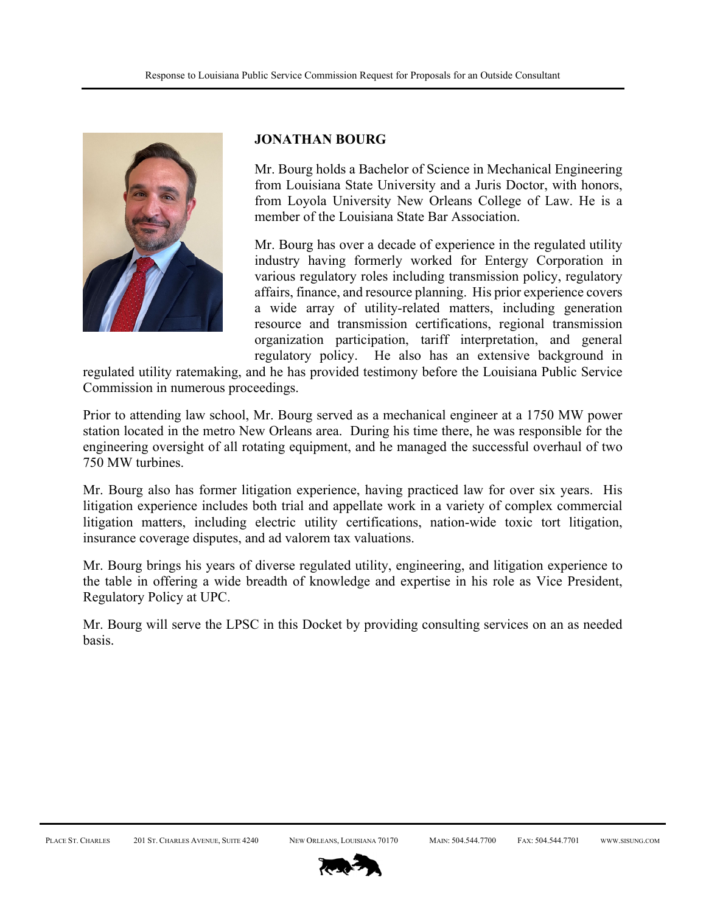## JONATHAN BOURG

Mr. Bourg holds a Bachelor of Science in Mechanical Engineering from Louisiana State University and a Juris Doctor, with honors, from Loyola University New Orleans College of Law. He is a member of the Louisiana State Bar Association.

Mr. Bourg has over a decade of experience in the regulated utility industry having formerly worked for Entergy Corporation in various regulatory roles including transmission policy, regulatory affairs, finance, and resource planning. His prior experience covers a wide array of utility-related matters, including generation resource and transmission certifications, regional transmission organization participation, tariff interpretation, and general regulatory policy. He also has an extensive background in regulated utility ratemaking, and he has provided testimony before the Louisiana Public Service Commission in numerous proceedings.

Prior to attending law school, Mr. Bourg served as a mechanical engineer at a 1750 MW power station located in the metro New Orleans area. During his time there, he was responsible for the engineering oversight of all rotating equipment, and he managed the successful overhaul of two 750 MW turbines.

Mr. Bourg also has former litigation experience, having practiced law for over six years. His litigation experience includes both trial and appellate work in a variety of complex commercial litigation matters, including electric utility certifications, nation-wide toxic tort litigation, insurance coverage disputes, and ad valorem tax valuations.

Mr. Bourg brings his years of diverse regulated utility, engineering, and litigation experience to the table in offering a wide breadth of knowledge and expertise in his role as Vice President, Regulatory Policy at UPC.

Mr. Bourg will serve the LPSC in this Docket by providing consulting services on an as needed basis.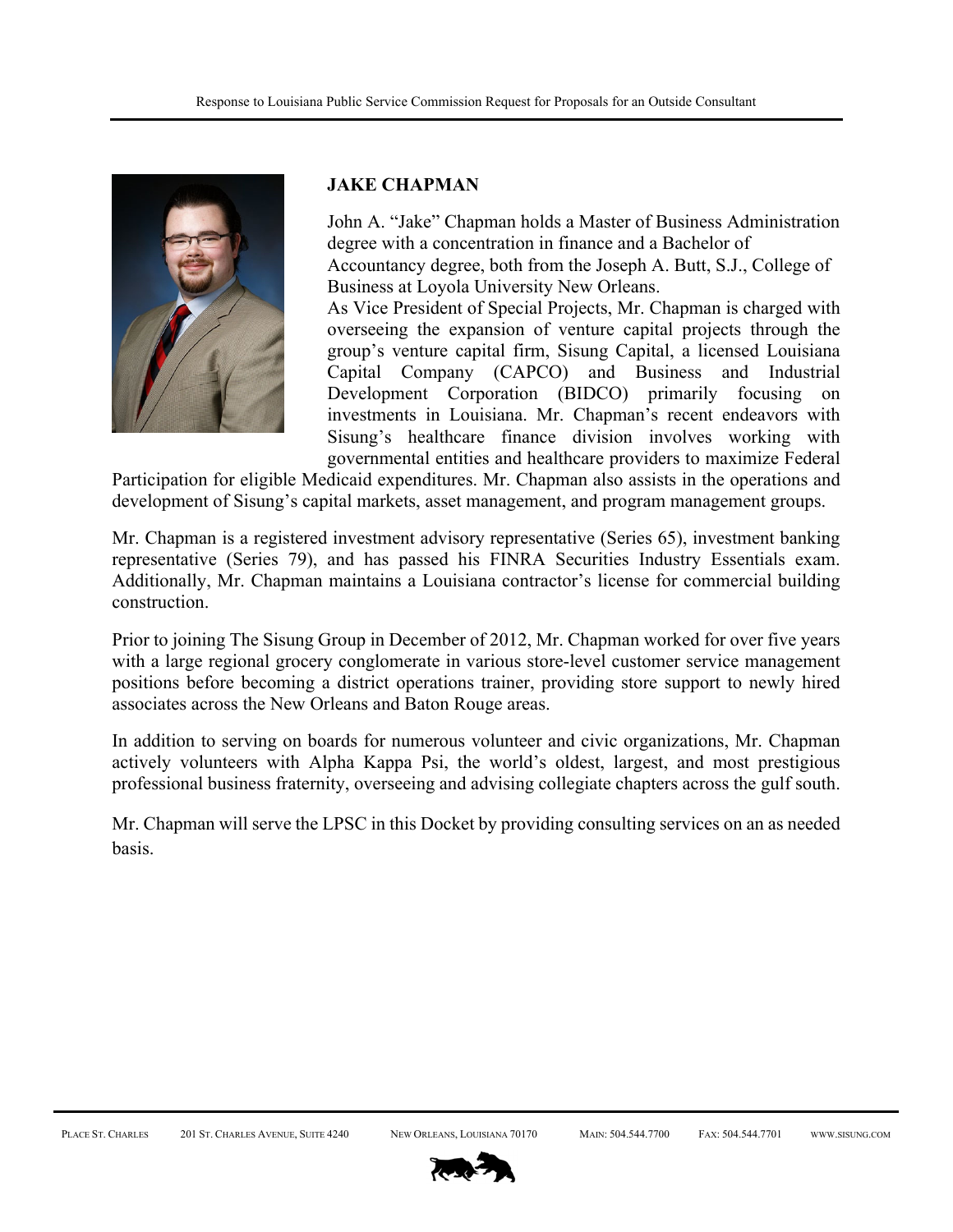## JAKE CHAPMAN

John A. "Jake" Chapman holds a Master of Business Administration degree with a concentration in finance and a Bachelor of Accountancy degree, both from the Joseph A. Butt, S.J., College of Business at Loyola University New Orleans.

As Vice President of Special Projects, Mr. Chapman is charged with overseeing the expansion of venture capital projects through the group's venture capital firm, Sisung Capital, a licensed Louisiana Capital Company (CAPCO) and Business and Industrial Development Corporation (BIDCO) primarily focusing on investments in Louisiana. Mr. Chapman's recent endeavors with Sisung's healthcare finance division involves working with governmental entities and healthcare providers to maximize Federal Participation for eligible Medicaid expenditures. Mr. Chapman also assists in the operations and development of Sisung's capital markets, asset management, and program management groups.

Mr. Chapman is a registered investment advisory representative (Series 65), investment banking representative (Series 79), and has passed his FINRA Securities Industry Essentials exam. Additionally, Mr. Chapman maintains a Louisiana contractor's license for commercial building construction.

Prior to joining The Sisung Group in December of 2012, Mr. Chapman worked for over five years with a large regional grocery conglomerate in various store-level customer service management positions before becoming a district operations trainer, providing store support to newly hired associates across the New Orleans and Baton Rouge areas.

In addition to serving on boards for numerous volunteer and civic organizations, Mr. Chapman actively volunteers with Alpha Kappa Psi, the world's oldest, largest, and most prestigious professional business fraternity, overseeing and advising collegiate chapters across the gulf south.

Mr. Chapman will serve the LPSC in this Docket by providing consulting services on an as needed basis.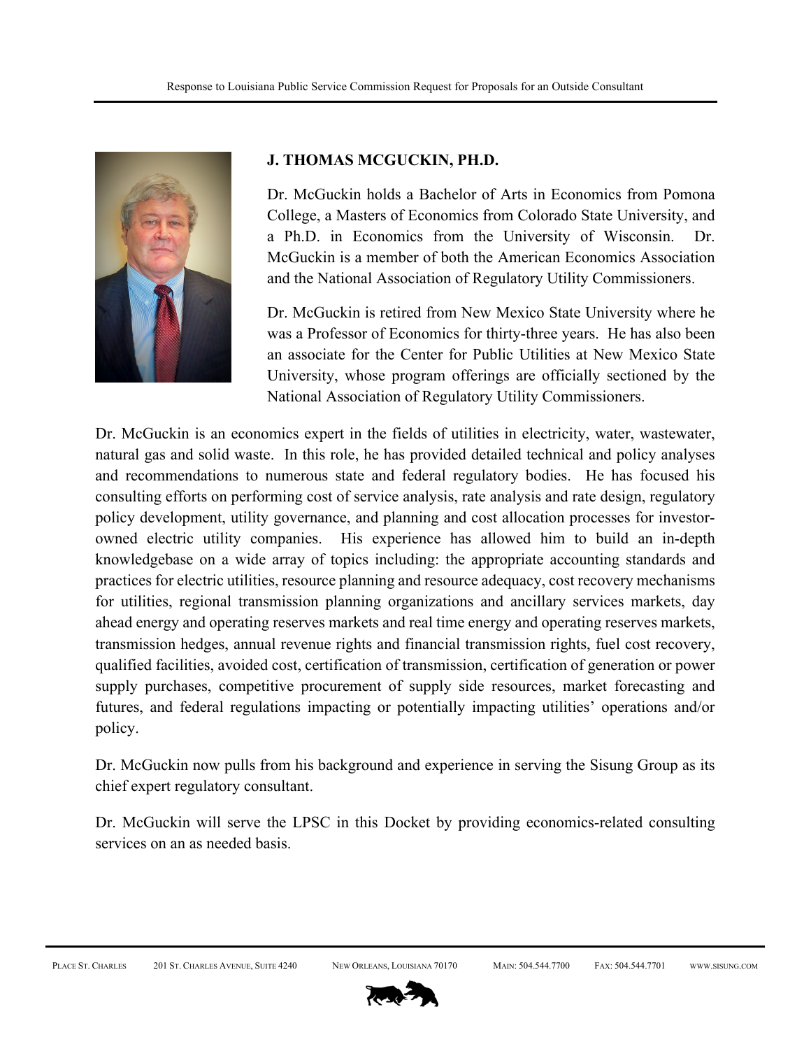## J. THOMAS MCGUCKIN, PH.D.

Dr. McGuckin holds a Bachelor of Arts in Economics from Pomona College, a Masters of Economics from Colorado State University, and a Ph.D. in Economics from the University of Wisconsin. Dr. McGuckin is a member of both the American Economics Association and the National Association of Regulatory Utility Commissioners.

Dr. McGuckin is retired from New Mexico State University where he was a Professor of Economics for thirty-three years. He has also been an associate for the Center for Public Utilities at New Mexico State University, whose program offerings are officially sectioned by the National Association of Regulatory Utility Commissioners.

Dr. McGuckin is an economics expert in the fields of utilities in electricity, water, wastewater, natural gas and solid waste. In this role, he has provided detailed technical and policy analyses and recommendations to numerous state and federal regulatory bodies. He has focused his consulting efforts on performing cost of service analysis, rate analysis and rate design, regulatory policy development, utility governance, and planning and cost allocation processes for investor-owned electric utility companies. His experience has allowed him to build an in-depth knowledgebase on a wide array of topics including: the appropriate accounting standards and practices for electric utilities, resource planning and resource adequacy, cost recovery mechanisms for utilities, regional transmission planning organizations and ancillary services markets, day ahead energy and operating reserves markets and real time energy and operating reserves markets, transmission hedges, annual revenue rights and financial transmission rights, fuel cost recovery, qualified facilities, avoided cost, certification of transmission, certification of generation or power supply purchases, competitive procurement of supply side resources, market forecasting and futures, and federal regulations impacting or potentially impacting utilities' operations and/or policy.

Dr. McGuckin now pulls from his background and experience in serving the Sisung Group as its chief expert regulatory consultant.

Dr. McGuckin will serve the LPSC in this Docket by providing economics-related consulting services on an as needed basis.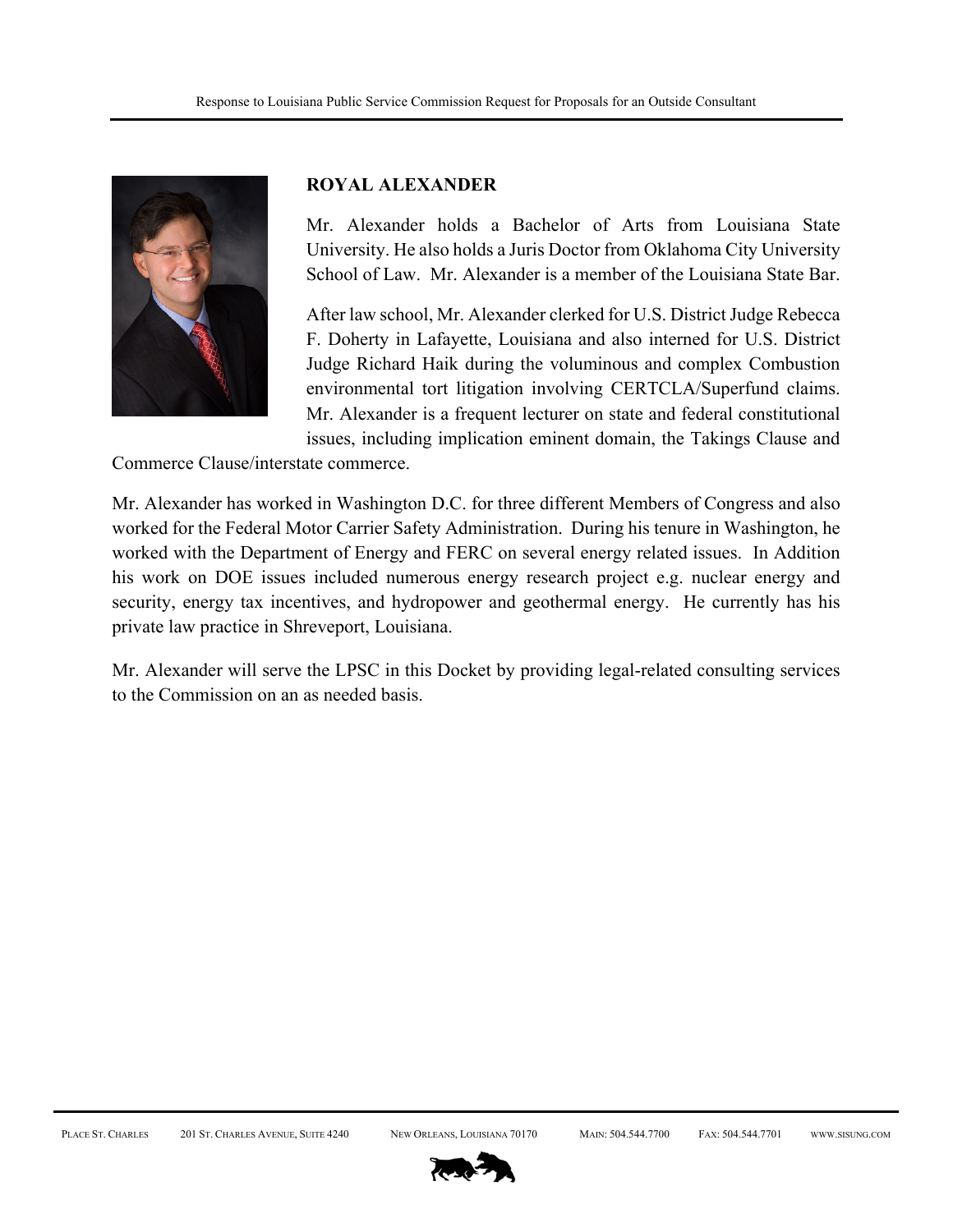**ROYAL ALEXANDER**

Mr. Alexander holds a Bachelor of Arts from Louisiana State University. He also holds a Juris Doctor from Oklahoma City University School of Law. Mr. Alexander is a member of the Louisiana State Bar.

After law school, Mr. Alexander clerked for U.S. District Judge Rebecca F. Doherty in Lafayette, Louisiana and also interned for U.S. District Judge Richard Haik during the voluminous and complex Combustion environmental tort litigation involving CERTCLA/Superfund claims. Mr. Alexander is a frequent lecturer on state and federal constitutional issues, including implication eminent domain, the Takings Clause and Commerce Clause/interstate commerce.

Mr. Alexander has worked in Washington D.C. for three different Members of Congress and also worked for the Federal Motor Carrier Safety Administration. During his tenure in Washington, he worked with the Department of Energy and FERC on several energy related issues. In Addition his work on DOE issues included numerous energy research project e.g. nuclear energy and security, energy tax incentives, and hydropower and geothermal energy. He currently has his private law practice in Shreveport, Louisiana.

Mr. Alexander will serve the LPSC in this Docket by providing legal-related consulting services to the Commission on an as needed basis.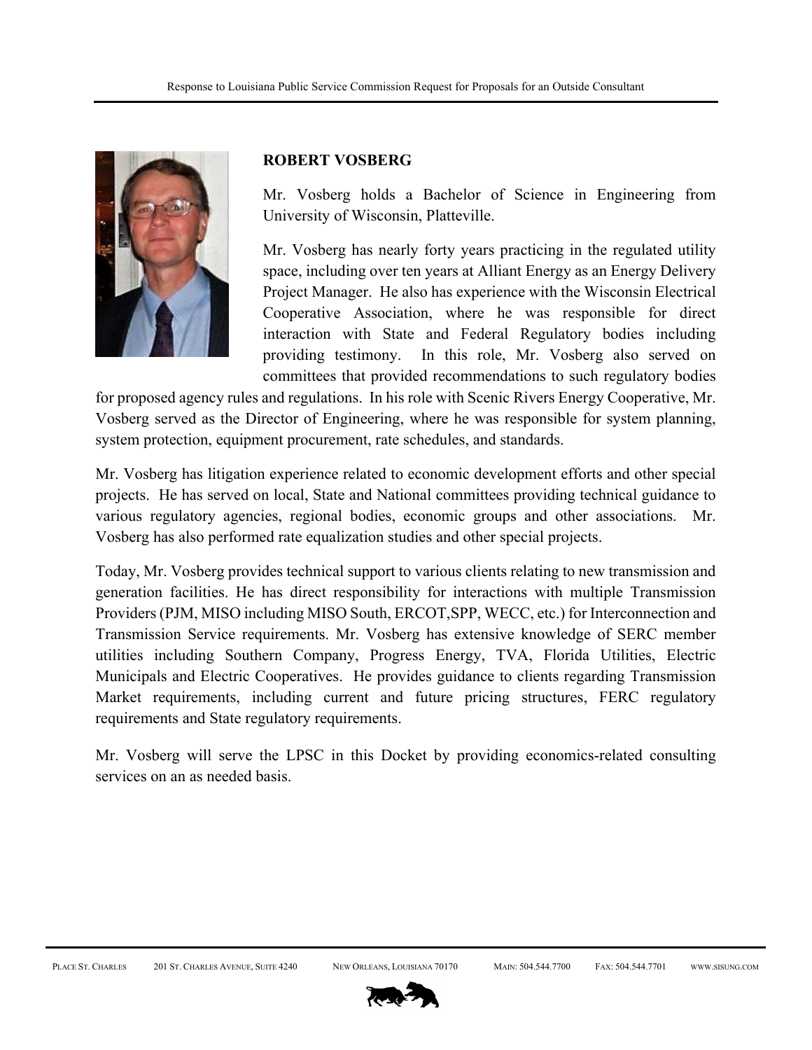**ROBERT VOSBERG**

Mr. Vosberg holds a Bachelor of Science in Engineering from University of Wisconsin, Platteville.

Mr. Vosberg has nearly forty years practicing in the regulated utility space, including over ten years at Alliant Energy as an Energy Delivery Project Manager. He also has experience with the Wisconsin Electrical Cooperative Association, where he was responsible for direct interaction with State and Federal Regulatory bodies including providing testimony. In this role, Mr. Vosberg also served on committees that provided recommendations to such regulatory bodies for proposed agency rules and regulations. In his role with Scenic Rivers Energy Cooperative, Mr. Vosberg served as the Director of Engineering, where he was responsible for system planning, system protection, equipment procurement, rate schedules, and standards.

Mr. Vosberg has litigation experience related to economic development efforts and other special projects. He has served on local, State and National committees providing technical guidance to various regulatory agencies, regional bodies, economic groups and other associations. Mr. Vosberg has also performed rate equalization studies and other special projects.

Today, Mr. Vosberg provides technical support to various clients relating to new transmission and generation facilities. He has direct responsibility for interactions with multiple Transmission Providers (PJM, MISO including MISO South, ERCOT,SPP, WECC, etc.) for Interconnection and Transmission Service requirements. Mr. Vosberg has extensive knowledge of SERC member utilities including Southern Company, Progress Energy, TVA, Florida Utilities, Electric Municipals and Electric Cooperatives. He provides guidance to clients regarding Transmission Market requirements, including current and future pricing structures, FERC regulatory requirements and State regulatory requirements.

Mr. Vosberg will serve the LPSC in this Docket by providing economics-related consulting services on an as needed basis.